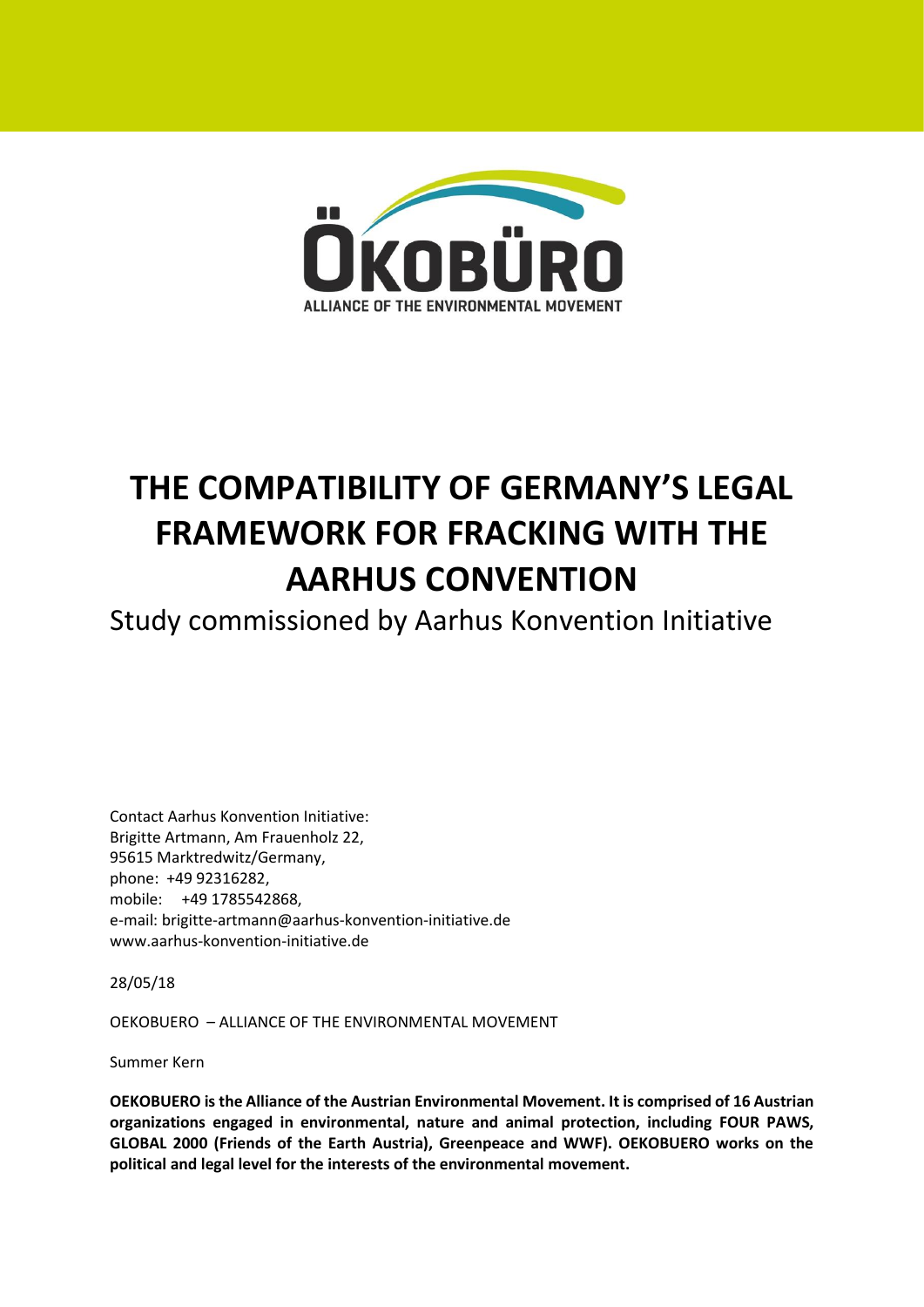ÖKOBÜRO

ALLIANCE OF THE ENVIRONMENTAL MOVEMENT

# THE COMPATIBILITY OF GERMANY'S LEGAL FRAMEWORK FOR FRACKING WITH THE AARHUS CONVENTION

Study commissioned by Aarhus Konvention Initiative

Contact Aarhus Konvention Initiative:
Brigitte Artmann, Am Frauenholz 22,
95615 Marktredwitz/Germany,
phone: +49 92316282,
mobile: +49 1785542868,
e-mail: brigitte-artmann@aarhus-konvention-initiative.de
www.aarhus-konvention-initiative.de

28/05/18

OEKOBUERO – ALLIANCE OF THE ENVIRONMENTAL MOVEMENT

Summer Kern

**OEKOBUERO is the Alliance of the Austrian Environmental Movement. It is comprised of 16 Austrian organizations engaged in environmental, nature and animal protection, including FOUR PAWS, GLOBAL 2000 (Friends of the Earth Austria), Greenpeace and WWF). OEKOBUERO works on the political and legal level for the interests of the environmental movement.**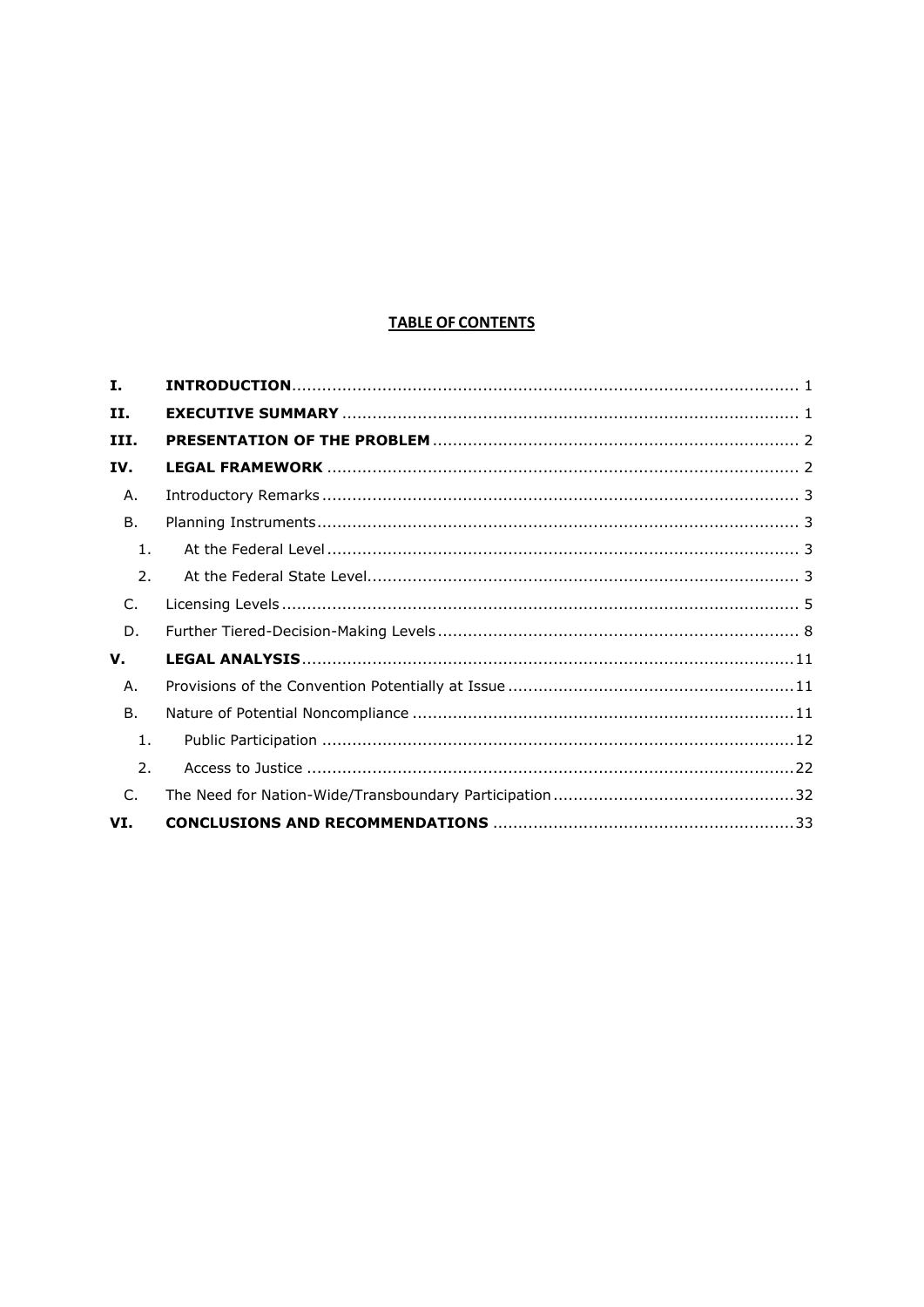## TABLE OF CONTENTS

| | | |
|---|---|---|
| **I.** | **INTRODUCTION** | 1 |
| **II.** | **EXECUTIVE SUMMARY** | 1 |
| **III.** | **PRESENTATION OF THE PROBLEM** | 2 |
| **IV.** | **LEGAL FRAMEWORK** | 2 |
| A. | Introductory Remarks | 3 |
| B. | Planning Instruments | 3 |
| 1. | At the Federal Level | 3 |
| 2. | At the Federal State Level | 3 |
| C. | Licensing Levels | 5 |
| D. | Further Tiered-Decision-Making Levels | 8 |
| **V.** | **LEGAL ANALYSIS** | 11 |
| A. | Provisions of the Convention Potentially at Issue | 11 |
| B. | Nature of Potential Noncompliance | 11 |
| 1. | Public Participation | 12 |
| 2. | Access to Justice | 22 |
| C. | The Need for Nation-Wide/Transboundary Participation | 32 |
| **VI.** | **CONCLUSIONS AND RECOMMENDATIONS** | 33 |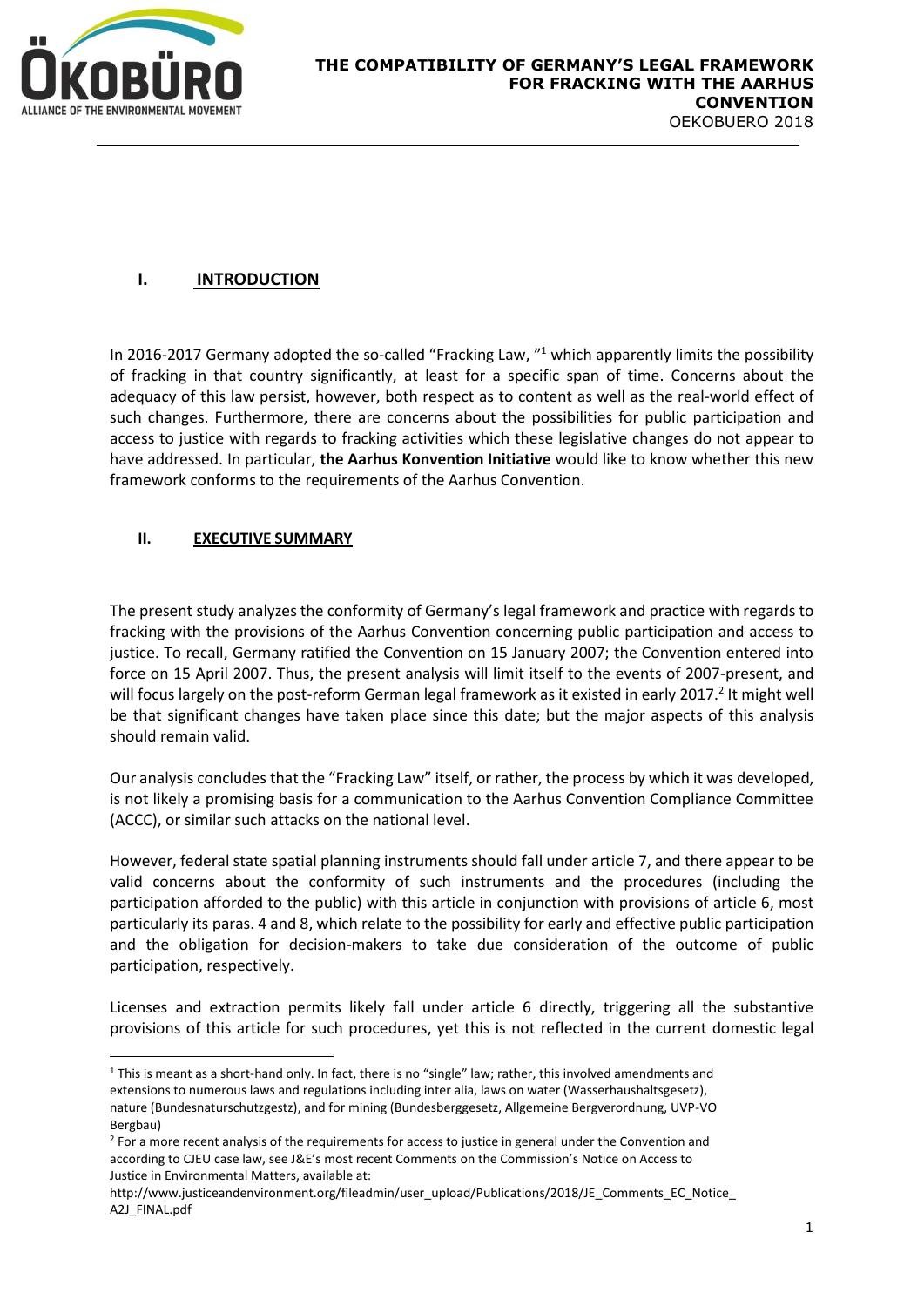## I. INTRODUCTION

In 2016-2017 Germany adopted the so-called "Fracking Law, "[1] which apparently limits the possibility of fracking in that country significantly, at least for a specific span of time. Concerns about the adequacy of this law persist, however, both respect as to content as well as the real-world effect of such changes. Furthermore, there are concerns about the possibilities for public participation and access to justice with regards to fracking activities which these legislative changes do not appear to have addressed. In particular, **the Aarhus Konvention Initiative** would like to know whether this new framework conforms to the requirements of the Aarhus Convention.

## II. EXECUTIVE SUMMARY

The present study analyzes the conformity of Germany's legal framework and practice with regards to fracking with the provisions of the Aarhus Convention concerning public participation and access to justice. To recall, Germany ratified the Convention on 15 January 2007; the Convention entered into force on 15 April 2007. Thus, the present analysis will limit itself to the events of 2007-present, and will focus largely on the post-reform German legal framework as it existed in early 2017.[2] It might well be that significant changes have taken place since this date; but the major aspects of this analysis should remain valid.

Our analysis concludes that the "Fracking Law" itself, or rather, the process by which it was developed, is not likely a promising basis for a communication to the Aarhus Convention Compliance Committee (ACCC), or similar such attacks on the national level.

However, federal state spatial planning instruments should fall under article 7, and there appear to be valid concerns about the conformity of such instruments and the procedures (including the participation afforded to the public) with this article in conjunction with provisions of article 6, most particularly its paras. 4 and 8, which relate to the possibility for early and effective public participation and the obligation for decision-makers to take due consideration of the outcome of public participation, respectively.

Licenses and extraction permits likely fall under article 6 directly, triggering all the substantive provisions of this article for such procedures, yet this is not reflected in the current domestic legal

[1] This is meant as a short-hand only. In fact, there is no "single" law; rather, this involved amendments and extensions to numerous laws and regulations including inter alia, laws on water (Wasserhaushaltsgesetz), nature (Bundesnaturschutzgestz), and for mining (Bundesberggesetz, Allgemeine Bergverordnung, UVP-VO Bergbau)

[2] For a more recent analysis of the requirements for access to justice in general under the Convention and according to CJEU case law, see J&E's most recent Comments on the Commission's Notice on Access to Justice in Environmental Matters, available at: http://www.justiceandenvironment.org/fileadmin/user_upload/Publications/2018/JE_Comments_EC_Notice_A2J_FINAL.pdf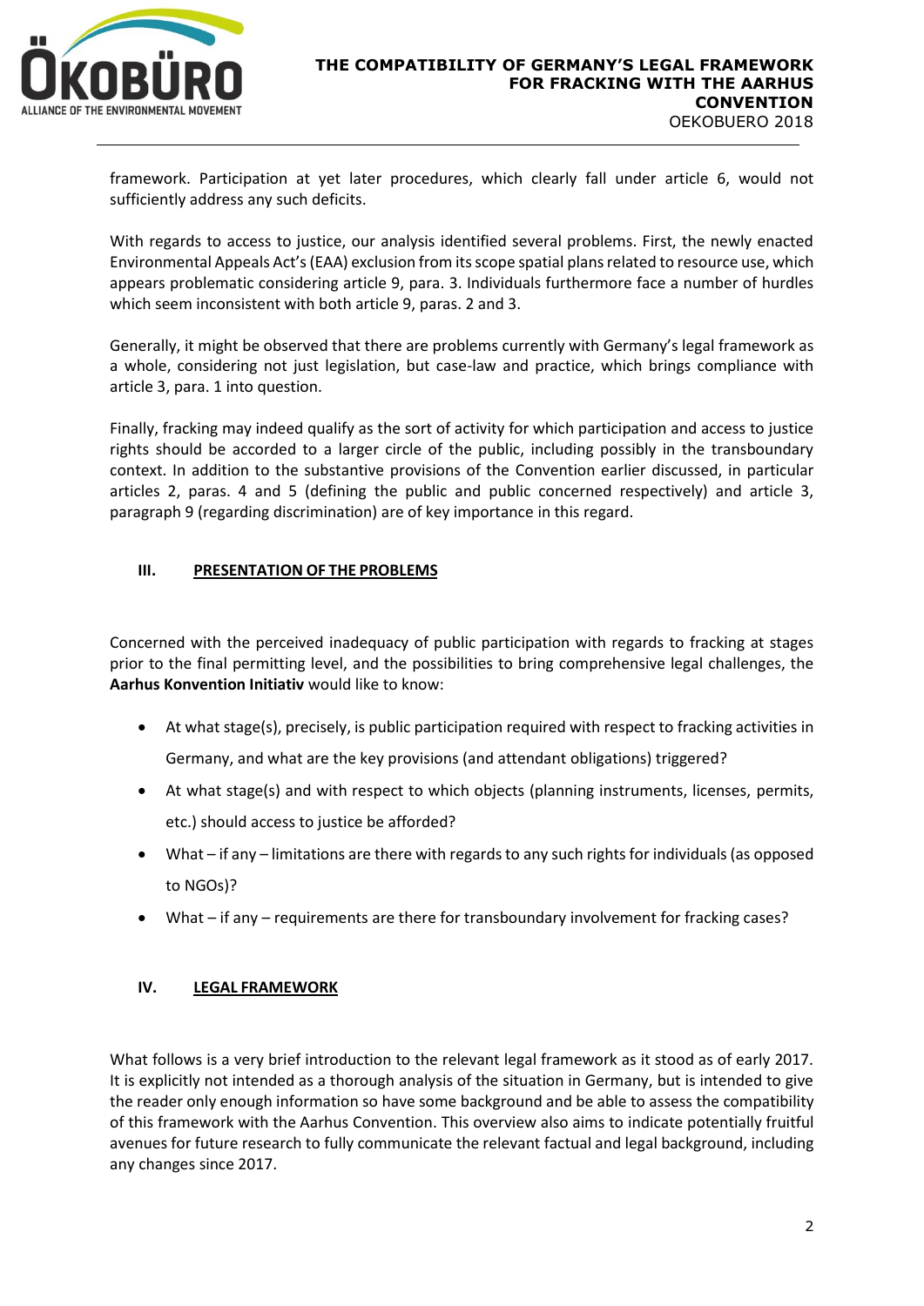framework. Participation at yet later procedures, which clearly fall under article 6, would not sufficiently address any such deficits.

With regards to access to justice, our analysis identified several problems. First, the newly enacted Environmental Appeals Act's (EAA) exclusion from its scope spatial plans related to resource use, which appears problematic considering article 9, para. 3. Individuals furthermore face a number of hurdles which seem inconsistent with both article 9, paras. 2 and 3.

Generally, it might be observed that there are problems currently with Germany's legal framework as a whole, considering not just legislation, but case-law and practice, which brings compliance with article 3, para. 1 into question.

Finally, fracking may indeed qualify as the sort of activity for which participation and access to justice rights should be accorded to a larger circle of the public, including possibly in the transboundary context. In addition to the substantive provisions of the Convention earlier discussed, in particular articles 2, paras. 4 and 5 (defining the public and public concerned respectively) and article 3, paragraph 9 (regarding discrimination) are of key importance in this regard.

## III. PRESENTATION OF THE PROBLEMS

Concerned with the perceived inadequacy of public participation with regards to fracking at stages prior to the final permitting level, and the possibilities to bring comprehensive legal challenges, the **Aarhus Konvention Initiativ** would like to know:

- At what stage(s), precisely, is public participation required with respect to fracking activities in Germany, and what are the key provisions (and attendant obligations) triggered?
- At what stage(s) and with respect to which objects (planning instruments, licenses, permits, etc.) should access to justice be afforded?
- What – if any – limitations are there with regards to any such rights for individuals (as opposed to NGOs)?
- What – if any – requirements are there for transboundary involvement for fracking cases?

## IV. LEGAL FRAMEWORK

What follows is a very brief introduction to the relevant legal framework as it stood as of early 2017. It is explicitly not intended as a thorough analysis of the situation in Germany, but is intended to give the reader only enough information so have some background and be able to assess the compatibility of this framework with the Aarhus Convention. This overview also aims to indicate potentially fruitful avenues for future research to fully communicate the relevant factual and legal background, including any changes since 2017.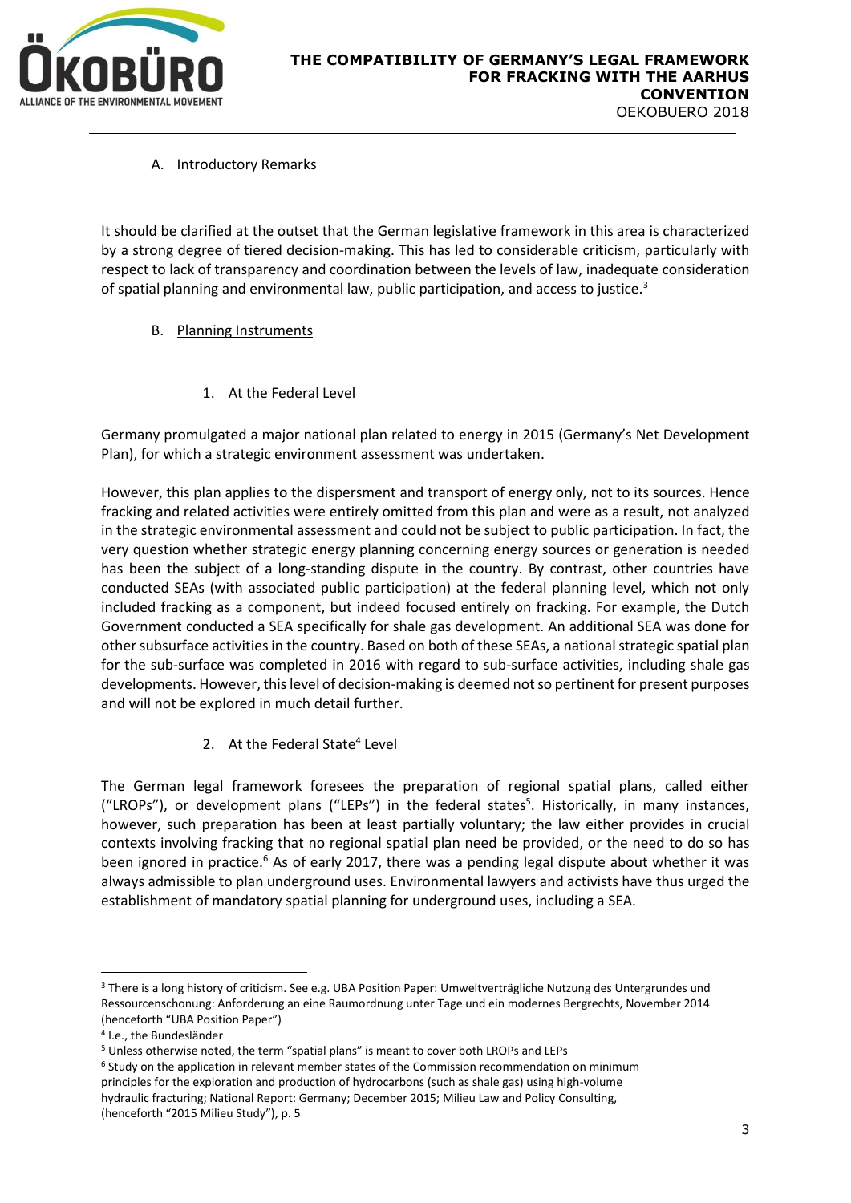## A. Introductory Remarks

It should be clarified at the outset that the German legislative framework in this area is characterized by a strong degree of tiered decision-making. This has led to considerable criticism, particularly with respect to lack of transparency and coordination between the levels of law, inadequate consideration of spatial planning and environmental law, public participation, and access to justice.[3]

## B. Planning Instruments

### 1. At the Federal Level

Germany promulgated a major national plan related to energy in 2015 (Germany's Net Development Plan), for which a strategic environment assessment was undertaken.

However, this plan applies to the dispersment and transport of energy only, not to its sources. Hence fracking and related activities were entirely omitted from this plan and were as a result, not analyzed in the strategic environmental assessment and could not be subject to public participation. In fact, the very question whether strategic energy planning concerning energy sources or generation is needed has been the subject of a long-standing dispute in the country. By contrast, other countries have conducted SEAs (with associated public participation) at the federal planning level, which not only included fracking as a component, but indeed focused entirely on fracking. For example, the Dutch Government conducted a SEA specifically for shale gas development. An additional SEA was done for other subsurface activities in the country. Based on both of these SEAs, a national strategic spatial plan for the sub-surface was completed in 2016 with regard to sub-surface activities, including shale gas developments. However, this level of decision-making is deemed not so pertinent for present purposes and will not be explored in much detail further.

### 2. At the Federal State[4] Level

The German legal framework foresees the preparation of regional spatial plans, called either ("LROPs"), or development plans ("LEPs") in the federal states[5]. Historically, in many instances, however, such preparation has been at least partially voluntary; the law either provides in crucial contexts involving fracking that no regional spatial plan need be provided, or the need to do so has been ignored in practice.[6] As of early 2017, there was a pending legal dispute about whether it was always admissible to plan underground uses. Environmental lawyers and activists have thus urged the establishment of mandatory spatial planning for underground uses, including a SEA.

---

[3] There is a long history of criticism. See e.g. UBA Position Paper: Umweltverträgliche Nutzung des Untergrundes und Ressourcenschonung: Anforderung an eine Raumordnung unter Tage und ein modernes Bergrechts, November 2014 (henceforth "UBA Position Paper")

[4] I.e., the Bundesländer

[5] Unless otherwise noted, the term "spatial plans" is meant to cover both LROPs and LEPs

[6] Study on the application in relevant member states of the Commission recommendation on minimum principles for the exploration and production of hydrocarbons (such as shale gas) using high-volume hydraulic fracturing; National Report: Germany; December 2015; Milieu Law and Policy Consulting, (henceforth "2015 Milieu Study"), p. 5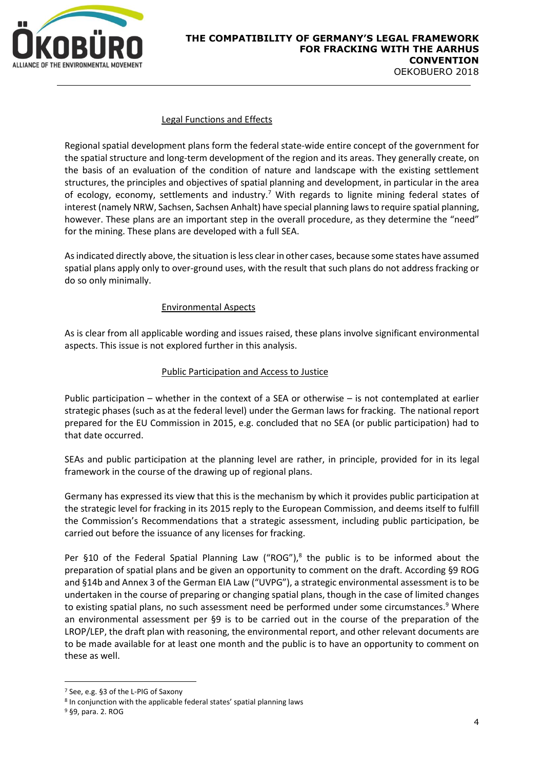Legal Functions and Effects

Regional spatial development plans form the federal state-wide entire concept of the government for the spatial structure and long-term development of the region and its areas. They generally create, on the basis of an evaluation of the condition of nature and landscape with the existing settlement structures, the principles and objectives of spatial planning and development, in particular in the area of ecology, economy, settlements and industry.[7] With regards to lignite mining federal states of interest (namely NRW, Sachsen, Sachsen Anhalt) have special planning laws to require spatial planning, however. These plans are an important step in the overall procedure, as they determine the "need" for the mining. These plans are developed with a full SEA.

As indicated directly above, the situation is less clear in other cases, because some states have assumed spatial plans apply only to over-ground uses, with the result that such plans do not address fracking or do so only minimally.

Environmental Aspects

As is clear from all applicable wording and issues raised, these plans involve significant environmental aspects. This issue is not explored further in this analysis.

Public Participation and Access to Justice

Public participation – whether in the context of a SEA or otherwise – is not contemplated at earlier strategic phases (such as at the federal level) under the German laws for fracking. The national report prepared for the EU Commission in 2015, e.g. concluded that no SEA (or public participation) had to that date occurred.

SEAs and public participation at the planning level are rather, in principle, provided for in its legal framework in the course of the drawing up of regional plans.

Germany has expressed its view that this is the mechanism by which it provides public participation at the strategic level for fracking in its 2015 reply to the European Commission, and deems itself to fulfill the Commission's Recommendations that a strategic assessment, including public participation, be carried out before the issuance of any licenses for fracking.

Per §10 of the Federal Spatial Planning Law ("ROG"),[8] the public is to be informed about the preparation of spatial plans and be given an opportunity to comment on the draft. According §9 ROG and §14b and Annex 3 of the German EIA Law ("UVPG"), a strategic environmental assessment is to be undertaken in the course of preparing or changing spatial plans, though in the case of limited changes to existing spatial plans, no such assessment need be performed under some circumstances.[9] Where an environmental assessment per §9 is to be carried out in the course of the preparation of the LROP/LEP, the draft plan with reasoning, the environmental report, and other relevant documents are to be made available for at least one month and the public is to have an opportunity to comment on these as well.

[7] See, e.g. §3 of the L-PIG of Saxony

[8] In conjunction with the applicable federal states' spatial planning laws

[9] §9, para. 2. ROG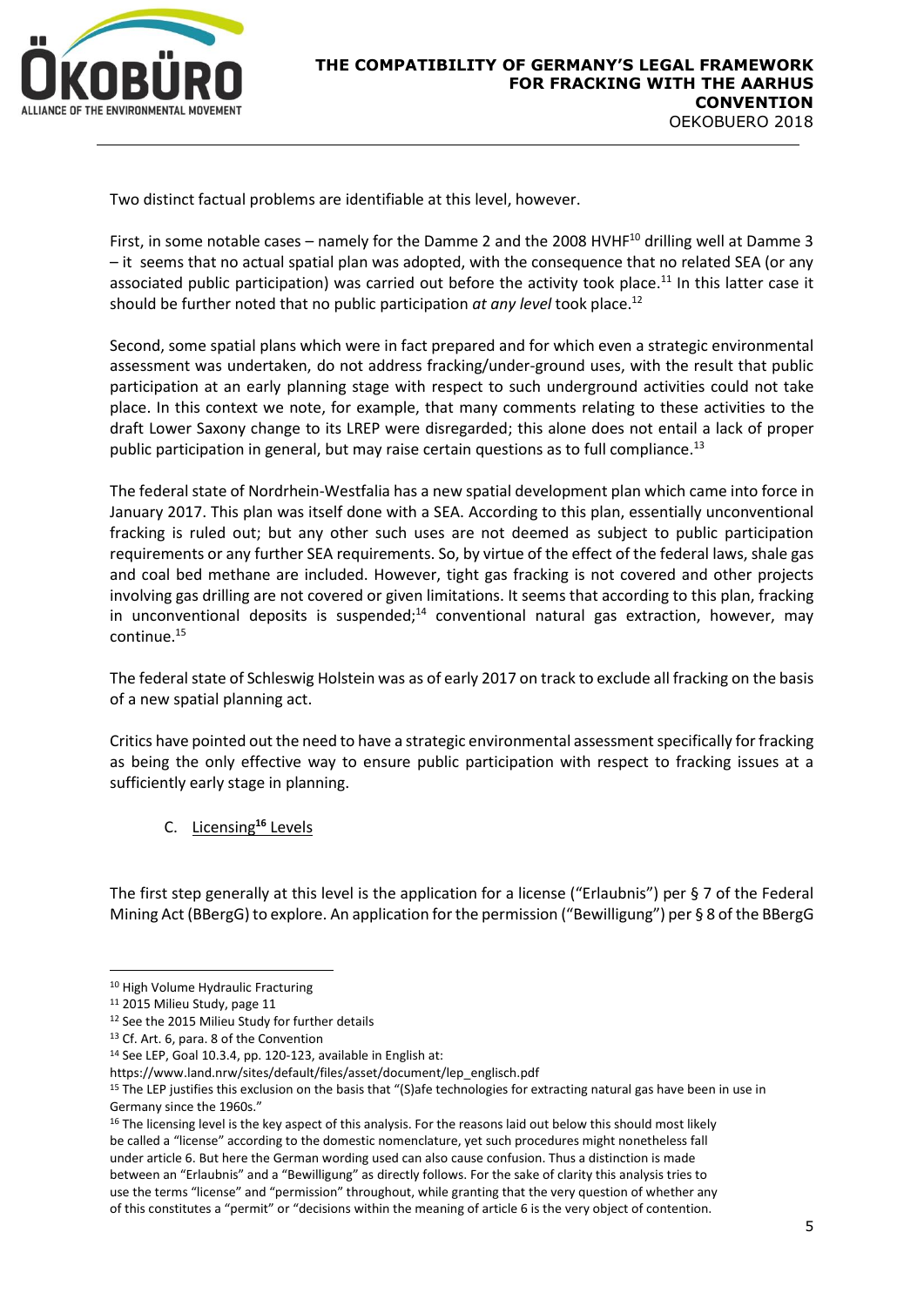Two distinct factual problems are identifiable at this level, however.

First, in some notable cases – namely for the Damme 2 and the 2008 HVHF[10] drilling well at Damme 3 – it seems that no actual spatial plan was adopted, with the consequence that no related SEA (or any associated public participation) was carried out before the activity took place.[11] In this latter case it should be further noted that no public participation *at any level* took place.[12]

Second, some spatial plans which were in fact prepared and for which even a strategic environmental assessment was undertaken, do not address fracking/under-ground uses, with the result that public participation at an early planning stage with respect to such underground activities could not take place. In this context we note, for example, that many comments relating to these activities to the draft Lower Saxony change to its LREP were disregarded; this alone does not entail a lack of proper public participation in general, but may raise certain questions as to full compliance.[13]

The federal state of Nordrhein-Westfalia has a new spatial development plan which came into force in January 2017. This plan was itself done with a SEA. According to this plan, essentially unconventional fracking is ruled out; but any other such uses are not deemed as subject to public participation requirements or any further SEA requirements. So, by virtue of the effect of the federal laws, shale gas and coal bed methane are included. However, tight gas fracking is not covered and other projects involving gas drilling are not covered or given limitations. It seems that according to this plan, fracking in unconventional deposits is suspended;[14] conventional natural gas extraction, however, may continue.[15]

The federal state of Schleswig Holstein was as of early 2017 on track to exclude all fracking on the basis of a new spatial planning act.

Critics have pointed out the need to have a strategic environmental assessment specifically for fracking as being the only effective way to ensure public participation with respect to fracking issues at a sufficiently early stage in planning.

### C. Licensing[16] Levels

The first step generally at this level is the application for a license ("Erlaubnis") per § 7 of the Federal Mining Act (BBergG) to explore. An application for the permission ("Bewilligung") per § 8 of the BBergG

---

[10] High Volume Hydraulic Fracturing

[11] 2015 Milieu Study, page 11

[12] See the 2015 Milieu Study for further details

[13] Cf. Art. 6, para. 8 of the Convention

[14] See LEP, Goal 10.3.4, pp. 120-123, available in English at: https://www.land.nrw/sites/default/files/asset/document/lep_englisch.pdf

[15] The LEP justifies this exclusion on the basis that "(S)afe technologies for extracting natural gas have been in use in Germany since the 1960s."

[16] The licensing level is the key aspect of this analysis. For the reasons laid out below this should most likely be called a "license" according to the domestic nomenclature, yet such procedures might nonetheless fall under article 6. But here the German wording used can also cause confusion. Thus a distinction is made between an "Erlaubnis" and a "Bewilligung" as directly follows. For the sake of clarity this analysis tries to use the terms "license" and "permission" throughout, while granting that the very question of whether any of this constitutes a "permit" or "decisions within the meaning of article 6 is the very object of contention.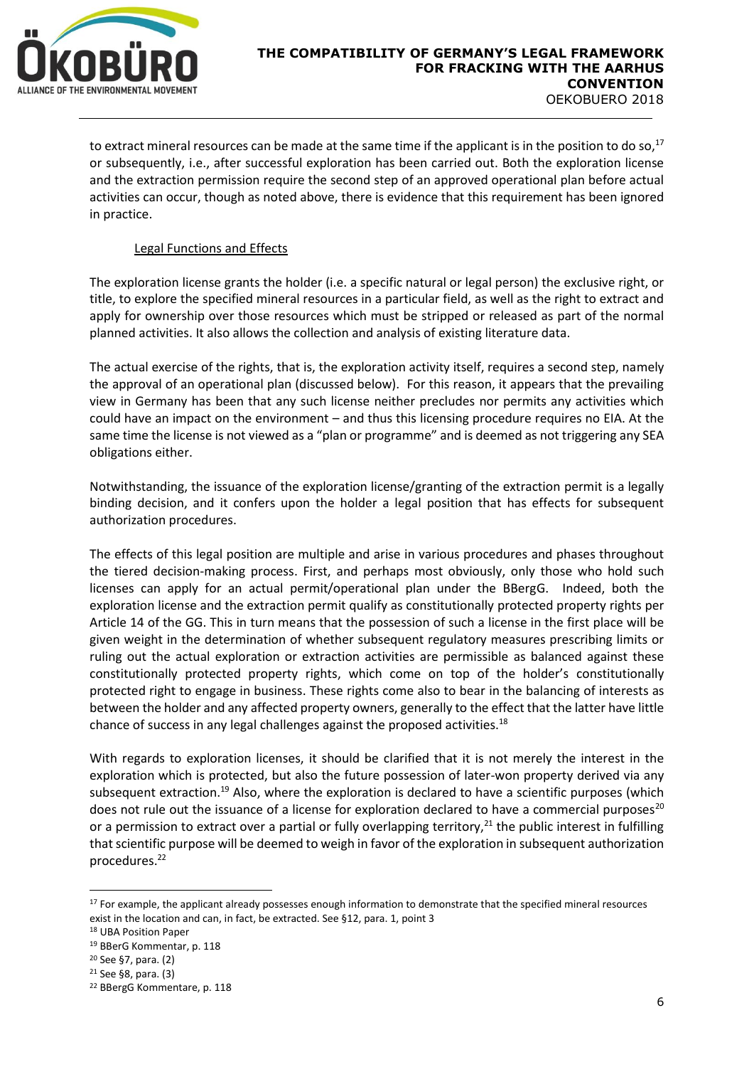to extract mineral resources can be made at the same time if the applicant is in the position to do so,[17] or subsequently, i.e., after successful exploration has been carried out. Both the exploration license and the extraction permission require the second step of an approved operational plan before actual activities can occur, though as noted above, there is evidence that this requirement has been ignored in practice.

Legal Functions and Effects

The exploration license grants the holder (i.e. a specific natural or legal person) the exclusive right, or title, to explore the specified mineral resources in a particular field, as well as the right to extract and apply for ownership over those resources which must be stripped or released as part of the normal planned activities. It also allows the collection and analysis of existing literature data.

The actual exercise of the rights, that is, the exploration activity itself, requires a second step, namely the approval of an operational plan (discussed below). For this reason, it appears that the prevailing view in Germany has been that any such license neither precludes nor permits any activities which could have an impact on the environment – and thus this licensing procedure requires no EIA. At the same time the license is not viewed as a "plan or programme" and is deemed as not triggering any SEA obligations either.

Notwithstanding, the issuance of the exploration license/granting of the extraction permit is a legally binding decision, and it confers upon the holder a legal position that has effects for subsequent authorization procedures.

The effects of this legal position are multiple and arise in various procedures and phases throughout the tiered decision-making process. First, and perhaps most obviously, only those who hold such licenses can apply for an actual permit/operational plan under the BBergG. Indeed, both the exploration license and the extraction permit qualify as constitutionally protected property rights per Article 14 of the GG. This in turn means that the possession of such a license in the first place will be given weight in the determination of whether subsequent regulatory measures prescribing limits or ruling out the actual exploration or extraction activities are permissible as balanced against these constitutionally protected property rights, which come on top of the holder's constitutionally protected right to engage in business. These rights come also to bear in the balancing of interests as between the holder and any affected property owners, generally to the effect that the latter have little chance of success in any legal challenges against the proposed activities.[18]

With regards to exploration licenses, it should be clarified that it is not merely the interest in the exploration which is protected, but also the future possession of later-won property derived via any subsequent extraction.[19] Also, where the exploration is declared to have a scientific purposes (which does not rule out the issuance of a license for exploration declared to have a commercial purposes[20] or a permission to extract over a partial or fully overlapping territory,[21] the public interest in fulfilling that scientific purpose will be deemed to weigh in favor of the exploration in subsequent authorization procedures.[22]

---

[17] For example, the applicant already possesses enough information to demonstrate that the specified mineral resources exist in the location and can, in fact, be extracted. See §12, para. 1, point 3

[18] UBA Position Paper

[19] BBerG Kommentar, p. 118

[20] See §7, para. (2)

[21] See §8, para. (3)

[22] BBergG Kommentare, p. 118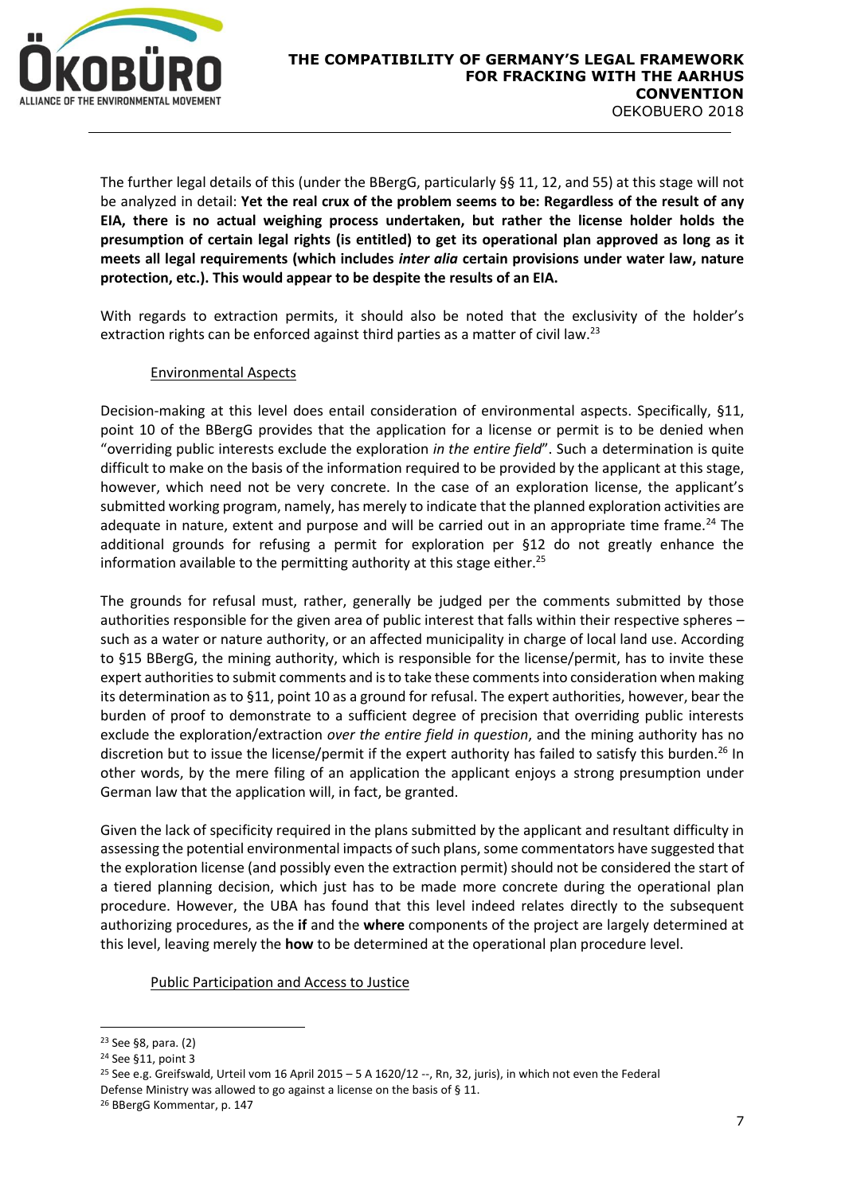The further legal details of this (under the BBergG, particularly §§ 11, 12, and 55) at this stage will not be analyzed in detail: **Yet the real crux of the problem seems to be: Regardless of the result of any EIA, there is no actual weighing process undertaken, but rather the license holder holds the presumption of certain legal rights (is entitled) to get its operational plan approved as long as it meets all legal requirements (which includes *inter alia* certain provisions under water law, nature protection, etc.). This would appear to be despite the results of an EIA.**

With regards to extraction permits, it should also be noted that the exclusivity of the holder's extraction rights can be enforced against third parties as a matter of civil law.[23]

Environmental Aspects

Decision-making at this level does entail consideration of environmental aspects. Specifically, §11, point 10 of the BBergG provides that the application for a license or permit is to be denied when "overriding public interests exclude the exploration *in the entire field*". Such a determination is quite difficult to make on the basis of the information required to be provided by the applicant at this stage, however, which need not be very concrete. In the case of an exploration license, the applicant's submitted working program, namely, has merely to indicate that the planned exploration activities are adequate in nature, extent and purpose and will be carried out in an appropriate time frame.[24] The additional grounds for refusing a permit for exploration per §12 do not greatly enhance the information available to the permitting authority at this stage either.[25]

The grounds for refusal must, rather, generally be judged per the comments submitted by those authorities responsible for the given area of public interest that falls within their respective spheres – such as a water or nature authority, or an affected municipality in charge of local land use. According to §15 BBergG, the mining authority, which is responsible for the license/permit, has to invite these expert authorities to submit comments and is to take these comments into consideration when making its determination as to §11, point 10 as a ground for refusal. The expert authorities, however, bear the burden of proof to demonstrate to a sufficient degree of precision that overriding public interests exclude the exploration/extraction *over the entire field in question*, and the mining authority has no discretion but to issue the license/permit if the expert authority has failed to satisfy this burden.[26] In other words, by the mere filing of an application the applicant enjoys a strong presumption under German law that the application will, in fact, be granted.

Given the lack of specificity required in the plans submitted by the applicant and resultant difficulty in assessing the potential environmental impacts of such plans, some commentators have suggested that the exploration license (and possibly even the extraction permit) should not be considered the start of a tiered planning decision, which just has to be made more concrete during the operational plan procedure. However, the UBA has found that this level indeed relates directly to the subsequent authorizing procedures, as the **if** and the **where** components of the project are largely determined at this level, leaving merely the **how** to be determined at the operational plan procedure level.

Public Participation and Access to Justice

---

[23] See §8, para. (2)

[24] See §11, point 3

[25] See e.g. Greifswald, Urteil vom 16 April 2015 – 5 A 1620/12 --, Rn, 32, juris), in which not even the Federal Defense Ministry was allowed to go against a license on the basis of § 11.

[26] BBergG Kommentar, p. 147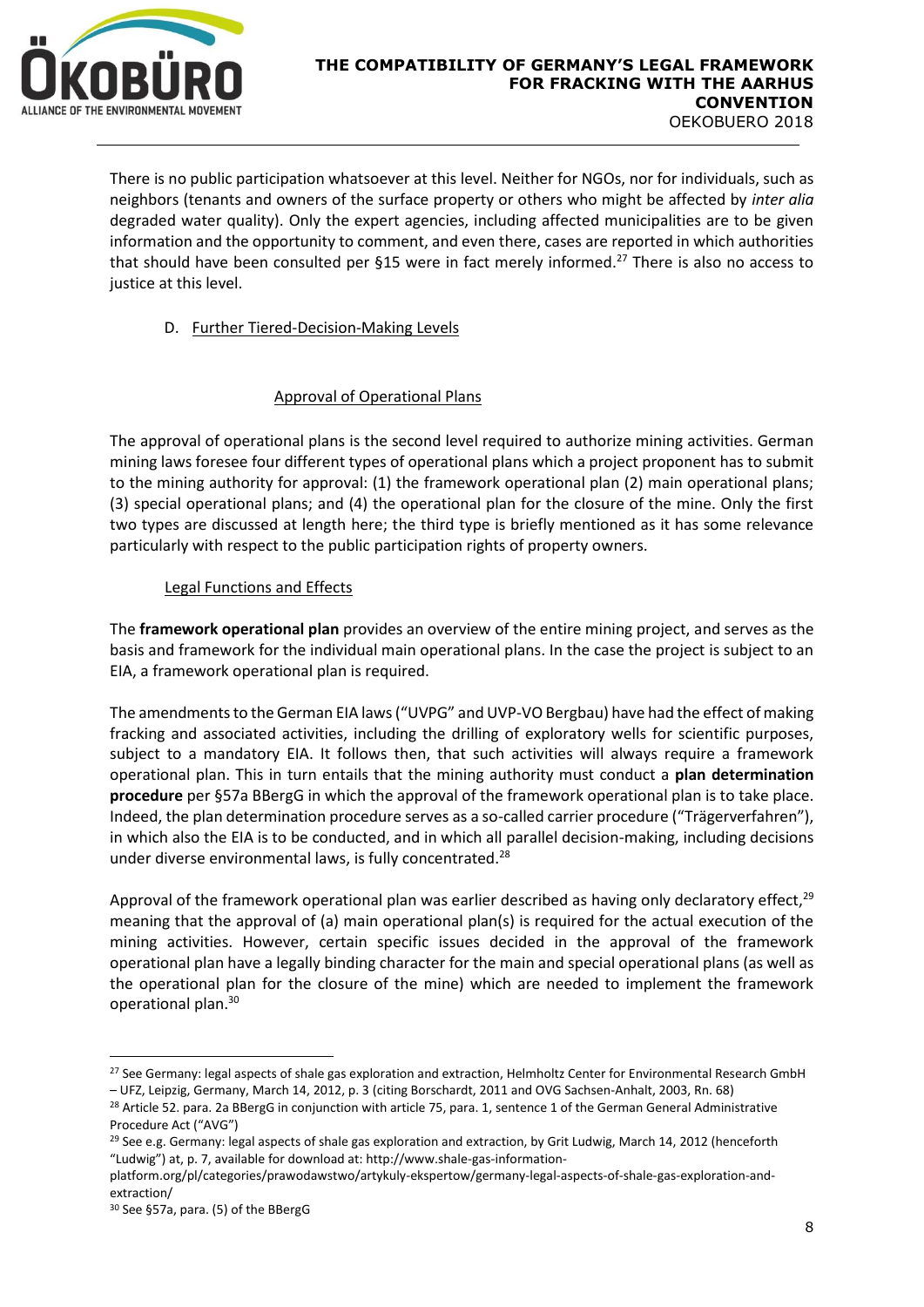There is no public participation whatsoever at this level. Neither for NGOs, nor for individuals, such as neighbors (tenants and owners of the surface property or others who might be affected by *inter alia* degraded water quality). Only the expert agencies, including affected municipalities are to be given information and the opportunity to comment, and even there, cases are reported in which authorities that should have been consulted per §15 were in fact merely informed.[27] There is also no access to justice at this level.

D. Further Tiered-Decision-Making Levels

### Approval of Operational Plans

The approval of operational plans is the second level required to authorize mining activities. German mining laws foresee four different types of operational plans which a project proponent has to submit to the mining authority for approval: (1) the framework operational plan (2) main operational plans; (3) special operational plans; and (4) the operational plan for the closure of the mine. Only the first two types are discussed at length here; the third type is briefly mentioned as it has some relevance particularly with respect to the public participation rights of property owners.

#### Legal Functions and Effects

The **framework operational plan** provides an overview of the entire mining project, and serves as the basis and framework for the individual main operational plans. In the case the project is subject to an EIA, a framework operational plan is required.

The amendments to the German EIA laws ("UVPG" and UVP-VO Bergbau) have had the effect of making fracking and associated activities, including the drilling of exploratory wells for scientific purposes, subject to a mandatory EIA. It follows then, that such activities will always require a framework operational plan. This in turn entails that the mining authority must conduct a **plan determination procedure** per §57a BBergG in which the approval of the framework operational plan is to take place. Indeed, the plan determination procedure serves as a so-called carrier procedure ("Trägerverfahren"), in which also the EIA is to be conducted, and in which all parallel decision-making, including decisions under diverse environmental laws, is fully concentrated.[28]

Approval of the framework operational plan was earlier described as having only declaratory effect,[29] meaning that the approval of (a) main operational plan(s) is required for the actual execution of the mining activities. However, certain specific issues decided in the approval of the framework operational plan have a legally binding character for the main and special operational plans (as well as the operational plan for the closure of the mine) which are needed to implement the framework operational plan.[30]

---

[27] See Germany: legal aspects of shale gas exploration and extraction, Helmholtz Center for Environmental Research GmbH – UFZ, Leipzig, Germany, March 14, 2012, p. 3 (citing Borschardt, 2011 and OVG Sachsen-Anhalt, 2003, Rn. 68)

[28] Article 52. para. 2a BBergG in conjunction with article 75, para. 1, sentence 1 of the German General Administrative Procedure Act ("AVG")

[29] See e.g. Germany: legal aspects of shale gas exploration and extraction, by Grit Ludwig, March 14, 2012 (henceforth "Ludwig") at, p. 7, available for download at: http://www.shale-gas-information-platform.org/pl/categories/prawodawstwo/artykuly-ekspertow/germany-legal-aspects-of-shale-gas-exploration-and-extraction/

[30] See §57a, para. (5) of the BBergG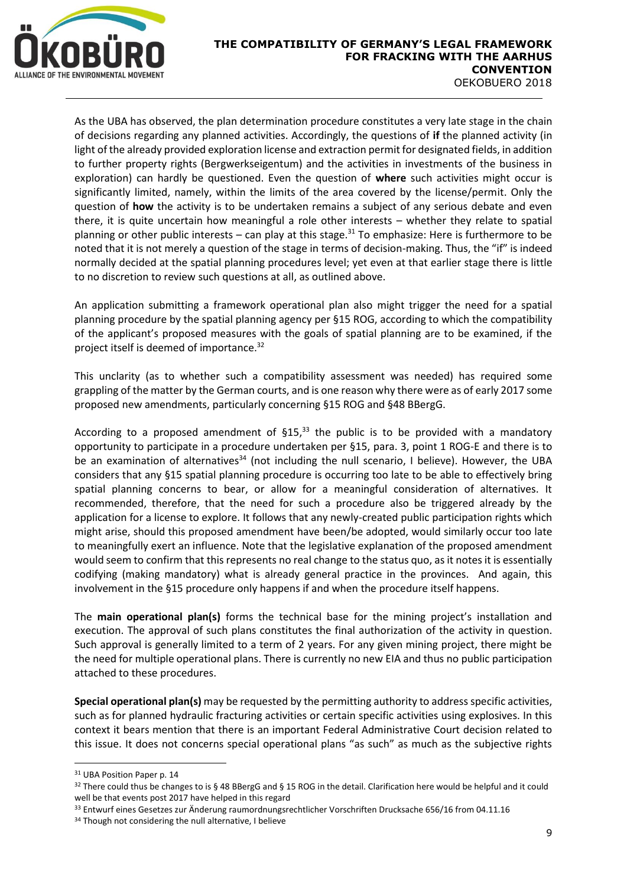As the UBA has observed, the plan determination procedure constitutes a very late stage in the chain of decisions regarding any planned activities. Accordingly, the questions of **if** the planned activity (in light of the already provided exploration license and extraction permit for designated fields, in addition to further property rights (Bergwerkseigentum) and the activities in investments of the business in exploration) can hardly be questioned. Even the question of **where** such activities might occur is significantly limited, namely, within the limits of the area covered by the license/permit. Only the question of **how** the activity is to be undertaken remains a subject of any serious debate and even there, it is quite uncertain how meaningful a role other interests – whether they relate to spatial planning or other public interests – can play at this stage.[31] To emphasize: Here is furthermore to be noted that it is not merely a question of the stage in terms of decision-making. Thus, the "if" is indeed normally decided at the spatial planning procedures level; yet even at that earlier stage there is little to no discretion to review such questions at all, as outlined above.

An application submitting a framework operational plan also might trigger the need for a spatial planning procedure by the spatial planning agency per §15 ROG, according to which the compatibility of the applicant's proposed measures with the goals of spatial planning are to be examined, if the project itself is deemed of importance.[32]

This unclarity (as to whether such a compatibility assessment was needed) has required some grappling of the matter by the German courts, and is one reason why there were as of early 2017 some proposed new amendments, particularly concerning §15 ROG and §48 BBergG.

According to a proposed amendment of §15,[33] the public is to be provided with a mandatory opportunity to participate in a procedure undertaken per §15, para. 3, point 1 ROG-E and there is to be an examination of alternatives[34] (not including the null scenario, I believe). However, the UBA considers that any §15 spatial planning procedure is occurring too late to be able to effectively bring spatial planning concerns to bear, or allow for a meaningful consideration of alternatives. It recommended, therefore, that the need for such a procedure also be triggered already by the application for a license to explore. It follows that any newly-created public participation rights which might arise, should this proposed amendment have been/be adopted, would similarly occur too late to meaningfully exert an influence. Note that the legislative explanation of the proposed amendment would seem to confirm that this represents no real change to the status quo, as it notes it is essentially codifying (making mandatory) what is already general practice in the provinces. And again, this involvement in the §15 procedure only happens if and when the procedure itself happens.

The **main operational plan(s)** forms the technical base for the mining project's installation and execution. The approval of such plans constitutes the final authorization of the activity in question. Such approval is generally limited to a term of 2 years. For any given mining project, there might be the need for multiple operational plans. There is currently no new EIA and thus no public participation attached to these procedures.

**Special operational plan(s)** may be requested by the permitting authority to address specific activities, such as for planned hydraulic fracturing activities or certain specific activities using explosives. In this context it bears mention that there is an important Federal Administrative Court decision related to this issue. It does not concerns special operational plans "as such" as much as the subjective rights

[31] UBA Position Paper p. 14

[32] There could thus be changes to is § 48 BBergG and § 15 ROG in the detail. Clarification here would be helpful and it could well be that events post 2017 have helped in this regard

[33] Entwurf eines Gesetzes zur Änderung raumordnungsrechtlicher Vorschriften Drucksache 656/16 from 04.11.16

[34] Though not considering the null alternative, I believe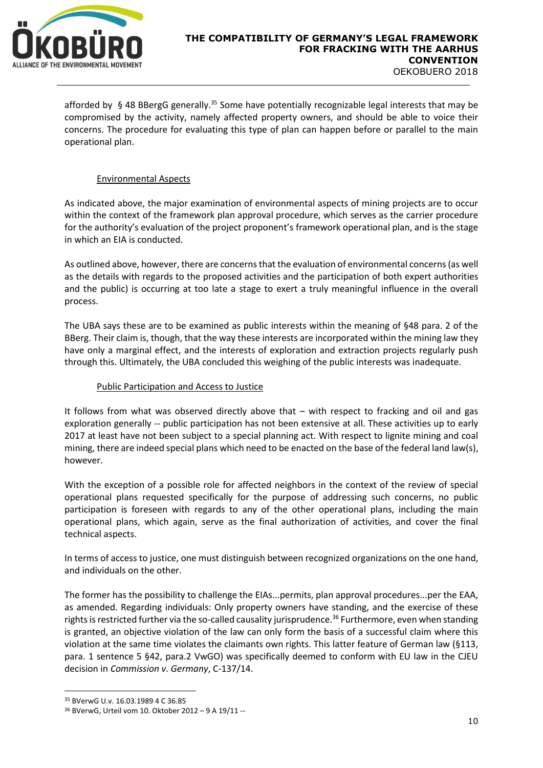afforded by § 48 BBergG generally.[35] Some have potentially recognizable legal interests that may be compromised by the activity, namely affected property owners, and should be able to voice their concerns. The procedure for evaluating this type of plan can happen before or parallel to the main operational plan.

Environmental Aspects

As indicated above, the major examination of environmental aspects of mining projects are to occur within the context of the framework plan approval procedure, which serves as the carrier procedure for the authority's evaluation of the project proponent's framework operational plan, and is the stage in which an EIA is conducted.

As outlined above, however, there are concerns that the evaluation of environmental concerns (as well as the details with regards to the proposed activities and the participation of both expert authorities and the public) is occurring at too late a stage to exert a truly meaningful influence in the overall process.

The UBA says these are to be examined as public interests within the meaning of §48 para. 2 of the BBerg. Their claim is, though, that the way these interests are incorporated within the mining law they have only a marginal effect, and the interests of exploration and extraction projects regularly push through this. Ultimately, the UBA concluded this weighing of the public interests was inadequate.

Public Participation and Access to Justice

It follows from what was observed directly above that – with respect to fracking and oil and gas exploration generally -- public participation has not been extensive at all. These activities up to early 2017 at least have not been subject to a special planning act. With respect to lignite mining and coal mining, there are indeed special plans which need to be enacted on the base of the federal land law(s), however.

With the exception of a possible role for affected neighbors in the context of the review of special operational plans requested specifically for the purpose of addressing such concerns, no public participation is foreseen with regards to any of the other operational plans, including the main operational plans, which again, serve as the final authorization of activities, and cover the final technical aspects.

In terms of access to justice, one must distinguish between recognized organizations on the one hand, and individuals on the other.

The former has the possibility to challenge the EIAs...permits, plan approval procedures...per the EAA, as amended. Regarding individuals: Only property owners have standing, and the exercise of these rights is restricted further via the so-called causality jurisprudence.[36] Furthermore, even when standing is granted, an objective violation of the law can only form the basis of a successful claim where this violation at the same time violates the claimants own rights. This latter feature of German law (§113, para. 1 sentence 5 §42, para.2 VwGO) was specifically deemed to conform with EU law in the CJEU decision in *Commission v. Germany*, C-137/14.

[35] BVerwG U.v. 16.03.1989 4 C 36.85

[36] BVerwG, Urteil vom 10. Oktober 2012 – 9 A 19/11 --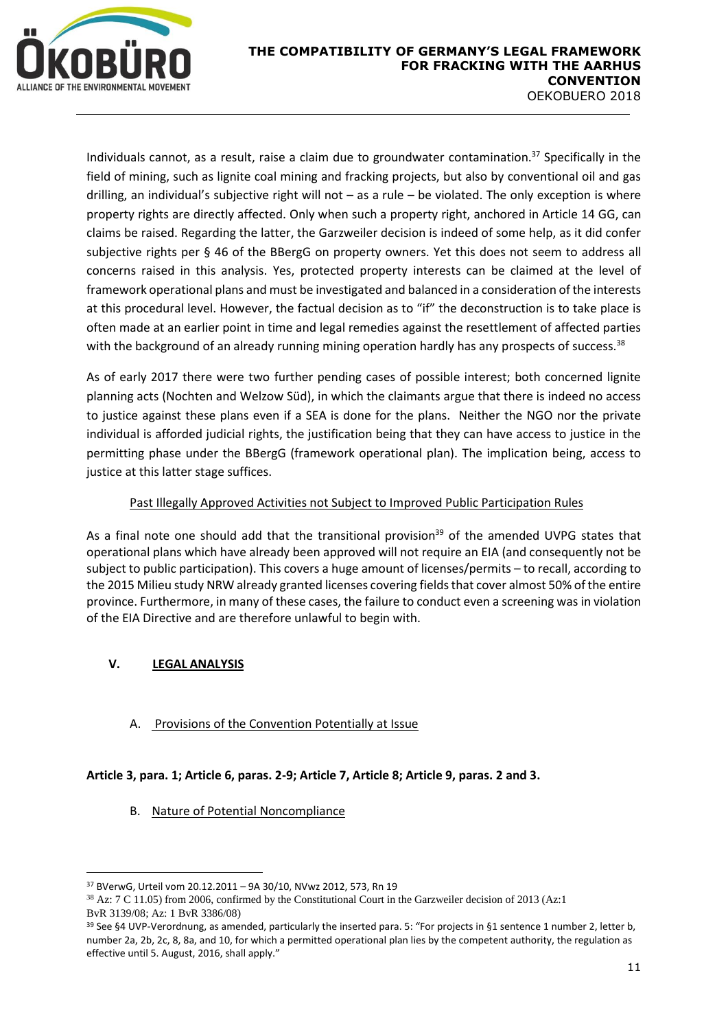Individuals cannot, as a result, raise a claim due to groundwater contamination.[37] Specifically in the field of mining, such as lignite coal mining and fracking projects, but also by conventional oil and gas drilling, an individual's subjective right will not – as a rule – be violated. The only exception is where property rights are directly affected. Only when such a property right, anchored in Article 14 GG, can claims be raised. Regarding the latter, the Garzweiler decision is indeed of some help, as it did confer subjective rights per § 46 of the BBergG on property owners. Yet this does not seem to address all concerns raised in this analysis. Yes, protected property interests can be claimed at the level of framework operational plans and must be investigated and balanced in a consideration of the interests at this procedural level. However, the factual decision as to "if" the deconstruction is to take place is often made at an earlier point in time and legal remedies against the resettlement of affected parties with the background of an already running mining operation hardly has any prospects of success.[38]

As of early 2017 there were two further pending cases of possible interest; both concerned lignite planning acts (Nochten and Welzow Süd), in which the claimants argue that there is indeed no access to justice against these plans even if a SEA is done for the plans. Neither the NGO nor the private individual is afforded judicial rights, the justification being that they can have access to justice in the permitting phase under the BBergG (framework operational plan). The implication being, access to justice at this latter stage suffices.

<u>Past Illegally Approved Activities not Subject to Improved Public Participation Rules</u>

As a final note one should add that the transitional provision[39] of the amended UVPG states that operational plans which have already been approved will not require an EIA (and consequently not be subject to public participation). This covers a huge amount of licenses/permits – to recall, according to the 2015 Milieu study NRW already granted licenses covering fields that cover almost 50% of the entire province. Furthermore, in many of these cases, the failure to conduct even a screening was in violation of the EIA Directive and are therefore unlawful to begin with.

## V. <u>LEGAL ANALYSIS</u>

### A. <u>Provisions of the Convention Potentially at Issue</u>

**Article 3, para. 1; Article 6, paras. 2-9; Article 7, Article 8; Article 9, paras. 2 and 3.**

### B. <u>Nature of Potential Noncompliance</u>

---

[37] BVerwG, Urteil vom 20.12.2011 – 9A 30/10, NVwz 2012, 573, Rn 19

[38] Az: 7 C 11.05) from 2006, confirmed by the Constitutional Court in the Garzweiler decision of 2013 (Az:1 BvR 3139/08; Az: 1 BvR 3386/08)

[39] See §4 UVP-Verordnung, as amended, particularly the inserted para. 5: "For projects in §1 sentence 1 number 2, letter b, number 2a, 2b, 2c, 8, 8a, and 10, for which a permitted operational plan lies by the competent authority, the regulation as effective until 5. August, 2016, shall apply."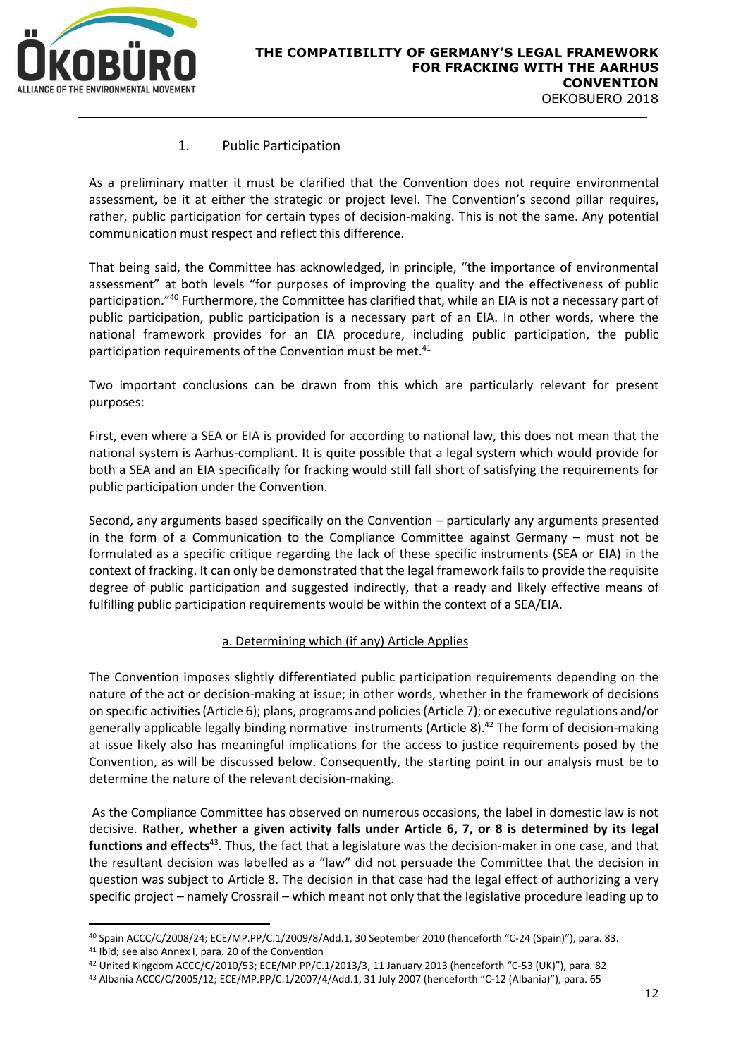## 1. Public Participation

As a preliminary matter it must be clarified that the Convention does not require environmental assessment, be it at either the strategic or project level. The Convention's second pillar requires, rather, public participation for certain types of decision-making. This is not the same. Any potential communication must respect and reflect this difference.

That being said, the Committee has acknowledged, in principle, "the importance of environmental assessment" at both levels "for purposes of improving the quality and the effectiveness of public participation."[40] Furthermore, the Committee has clarified that, while an EIA is not a necessary part of public participation, public participation is a necessary part of an EIA. In other words, where the national framework provides for an EIA procedure, including public participation, the public participation requirements of the Convention must be met.[41]

Two important conclusions can be drawn from this which are particularly relevant for present purposes:

First, even where a SEA or EIA is provided for according to national law, this does not mean that the national system is Aarhus-compliant. It is quite possible that a legal system which would provide for both a SEA and an EIA specifically for fracking would still fall short of satisfying the requirements for public participation under the Convention.

Second, any arguments based specifically on the Convention – particularly any arguments presented in the form of a Communication to the Compliance Committee against Germany – must not be formulated as a specific critique regarding the lack of these specific instruments (SEA or EIA) in the context of fracking. It can only be demonstrated that the legal framework fails to provide the requisite degree of public participation and suggested indirectly, that a ready and likely effective means of fulfilling public participation requirements would be within the context of a SEA/EIA.

### a. Determining which (if any) Article Applies

The Convention imposes slightly differentiated public participation requirements depending on the nature of the act or decision-making at issue; in other words, whether in the framework of decisions on specific activities (Article 6); plans, programs and policies (Article 7); or executive regulations and/or generally applicable legally binding normative instruments (Article 8).[42] The form of decision-making at issue likely also has meaningful implications for the access to justice requirements posed by the Convention, as will be discussed below. Consequently, the starting point in our analysis must be to determine the nature of the relevant decision-making.

As the Compliance Committee has observed on numerous occasions, the label in domestic law is not decisive. Rather, **whether a given activity falls under Article 6, 7, or 8 is determined by its legal functions and effects**[43]. Thus, the fact that a legislature was the decision-maker in one case, and that the resultant decision was labelled as a "law" did not persuade the Committee that the decision in question was subject to Article 8. The decision in that case had the legal effect of authorizing a very specific project – namely Crossrail – which meant not only that the legislative procedure leading up to

---

[40] Spain ACCC/C/2008/24; ECE/MP.PP/C.1/2009/8/Add.1, 30 September 2010 (henceforth "C-24 (Spain)"), para. 83.

[41] Ibid; see also Annex I, para. 20 of the Convention

[42] United Kingdom ACCC/C/2010/53; ECE/MP.PP/C.1/2013/3, 11 January 2013 (henceforth "C-53 (UK)"), para. 82

[43] Albania ACCC/C/2005/12; ECE/MP.PP/C.1/2007/4/Add.1, 31 July 2007 (henceforth "C-12 (Albania)"), para. 65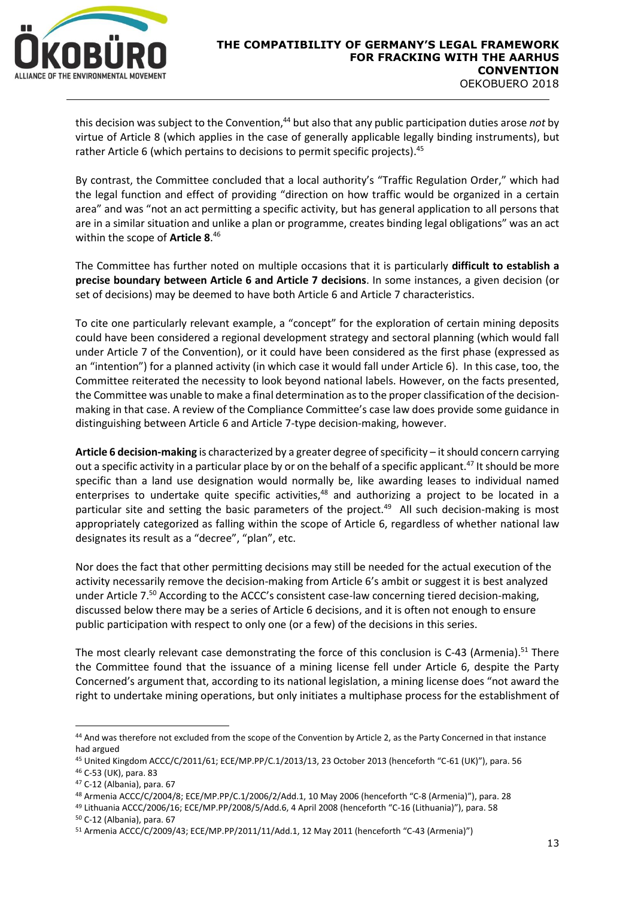this decision was subject to the Convention,[44] but also that any public participation duties arose *not* by virtue of Article 8 (which applies in the case of generally applicable legally binding instruments), but rather Article 6 (which pertains to decisions to permit specific projects).[45]

By contrast, the Committee concluded that a local authority's "Traffic Regulation Order," which had the legal function and effect of providing "direction on how traffic would be organized in a certain area" and was "not an act permitting a specific activity, but has general application to all persons that are in a similar situation and unlike a plan or programme, creates binding legal obligations" was an act within the scope of **Article 8**.[46]

The Committee has further noted on multiple occasions that it is particularly **difficult to establish a precise boundary between Article 6 and Article 7 decisions**. In some instances, a given decision (or set of decisions) may be deemed to have both Article 6 and Article 7 characteristics.

To cite one particularly relevant example, a "concept" for the exploration of certain mining deposits could have been considered a regional development strategy and sectoral planning (which would fall under Article 7 of the Convention), or it could have been considered as the first phase (expressed as an "intention") for a planned activity (in which case it would fall under Article 6). In this case, too, the Committee reiterated the necessity to look beyond national labels. However, on the facts presented, the Committee was unable to make a final determination as to the proper classification of the decision-making in that case. A review of the Compliance Committee's case law does provide some guidance in distinguishing between Article 6 and Article 7-type decision-making, however.

**Article 6 decision-making** is characterized by a greater degree of specificity – it should concern carrying out a specific activity in a particular place by or on the behalf of a specific applicant.[47] It should be more specific than a land use designation would normally be, like awarding leases to individual named enterprises to undertake quite specific activities,[48] and authorizing a project to be located in a particular site and setting the basic parameters of the project.[49] All such decision-making is most appropriately categorized as falling within the scope of Article 6, regardless of whether national law designates its result as a "decree", "plan", etc.

Nor does the fact that other permitting decisions may still be needed for the actual execution of the activity necessarily remove the decision-making from Article 6's ambit or suggest it is best analyzed under Article 7.[50] According to the ACCC's consistent case-law concerning tiered decision-making, discussed below there may be a series of Article 6 decisions, and it is often not enough to ensure public participation with respect to only one (or a few) of the decisions in this series.

The most clearly relevant case demonstrating the force of this conclusion is C-43 (Armenia).[51] There the Committee found that the issuance of a mining license fell under Article 6, despite the Party Concerned's argument that, according to its national legislation, a mining license does "not award the right to undertake mining operations, but only initiates a multiphase process for the establishment of

---

[44] And was therefore not excluded from the scope of the Convention by Article 2, as the Party Concerned in that instance had argued

[45] United Kingdom ACCC/C/2011/61; ECE/MP.PP/C.1/2013/13, 23 October 2013 (henceforth "C-61 (UK)"), para. 56

[46] C-53 (UK), para. 83

[47] C-12 (Albania), para. 67

[48] Armenia ACCC/C/2004/8; ECE/MP.PP/C.1/2006/2/Add.1, 10 May 2006 (henceforth "C-8 (Armenia)"), para. 28

[49] Lithuania ACCC/C/2006/16; ECE/MP.PP/2008/5/Add.6, 4 April 2008 (henceforth "C-16 (Lithuania)"), para. 58

[50] C-12 (Albania), para. 67

[51] Armenia ACCC/C/2009/43; ECE/MP.PP/2011/11/Add.1, 12 May 2011 (henceforth "C-43 (Armenia)")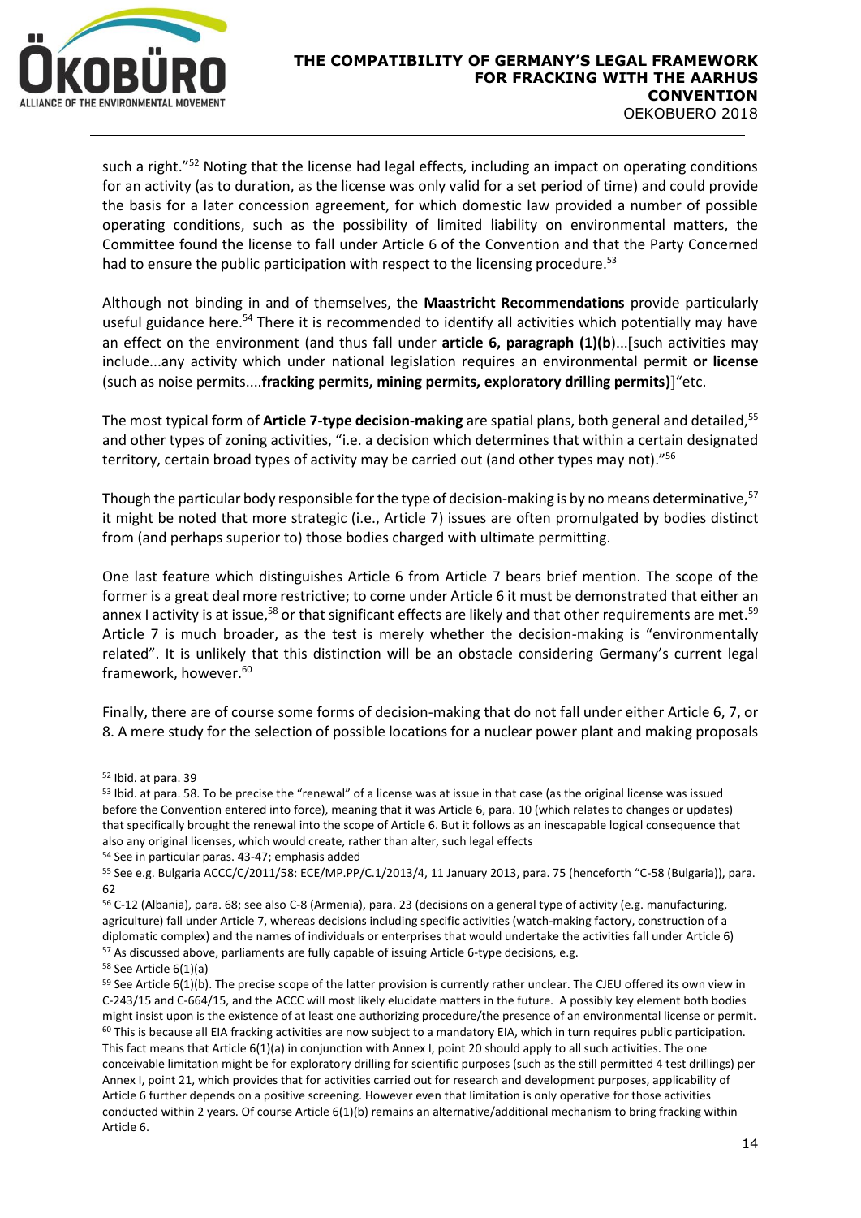such a right."[52] Noting that the license had legal effects, including an impact on operating conditions for an activity (as to duration, as the license was only valid for a set period of time) and could provide the basis for a later concession agreement, for which domestic law provided a number of possible operating conditions, such as the possibility of limited liability on environmental matters, the Committee found the license to fall under Article 6 of the Convention and that the Party Concerned had to ensure the public participation with respect to the licensing procedure.[53]

Although not binding in and of themselves, the **Maastricht Recommendations** provide particularly useful guidance here.[54] There it is recommended to identify all activities which potentially may have an effect on the environment (and thus fall under **article 6, paragraph (1)(b**)...[such activities may include...any activity which under national legislation requires an environmental permit **or license** (such as noise permits....**fracking permits, mining permits, exploratory drilling permits)**]"etc.

The most typical form of **Article 7-type decision-making** are spatial plans, both general and detailed,[55] and other types of zoning activities, "i.e. a decision which determines that within a certain designated territory, certain broad types of activity may be carried out (and other types may not)."[56]

Though the particular body responsible for the type of decision-making is by no means determinative,[57] it might be noted that more strategic (i.e., Article 7) issues are often promulgated by bodies distinct from (and perhaps superior to) those bodies charged with ultimate permitting.

One last feature which distinguishes Article 6 from Article 7 bears brief mention. The scope of the former is a great deal more restrictive; to come under Article 6 it must be demonstrated that either an annex I activity is at issue,[58] or that significant effects are likely and that other requirements are met.[59] Article 7 is much broader, as the test is merely whether the decision-making is "environmentally related". It is unlikely that this distinction will be an obstacle considering Germany's current legal framework, however.[60]

Finally, there are of course some forms of decision-making that do not fall under either Article 6, 7, or 8. A mere study for the selection of possible locations for a nuclear power plant and making proposals

---

[52] Ibid. at para. 39

[53] Ibid. at para. 58. To be precise the "renewal" of a license was at issue in that case (as the original license was issued before the Convention entered into force), meaning that it was Article 6, para. 10 (which relates to changes or updates) that specifically brought the renewal into the scope of Article 6. But it follows as an inescapable logical consequence that also any original licenses, which would create, rather than alter, such legal effects

[54] See in particular paras. 43-47; emphasis added

[55] See e.g. Bulgaria ACCC/C/2011/58: ECE/MP.PP/C.1/2013/4, 11 January 2013, para. 75 (henceforth "C-58 (Bulgaria)), para. 62

[56] C-12 (Albania), para. 68; see also C-8 (Armenia), para. 23 (decisions on a general type of activity (e.g. manufacturing, agriculture) fall under Article 7, whereas decisions including specific activities (watch-making factory, construction of a diplomatic complex) and the names of individuals or enterprises that would undertake the activities fall under Article 6)

[57] As discussed above, parliaments are fully capable of issuing Article 6-type decisions, e.g.

[58] See Article 6(1)(a)

[59] See Article 6(1)(b). The precise scope of the latter provision is currently rather unclear. The CJEU offered its own view in C-243/15 and C-664/15, and the ACCC will most likely elucidate matters in the future. A possibly key element both bodies might insist upon is the existence of at least one authorizing procedure/the presence of an environmental license or permit.

[60] This is because all EIA fracking activities are now subject to a mandatory EIA, which in turn requires public participation. This fact means that Article 6(1)(a) in conjunction with Annex I, point 20 should apply to all such activities. The one conceivable limitation might be for exploratory drilling for scientific purposes (such as the still permitted 4 test drillings) per Annex I, point 21, which provides that for activities carried out for research and development purposes, applicability of Article 6 further depends on a positive screening. However even that limitation is only operative for those activities conducted within 2 years. Of course Article 6(1)(b) remains an alternative/additional mechanism to bring fracking within Article 6.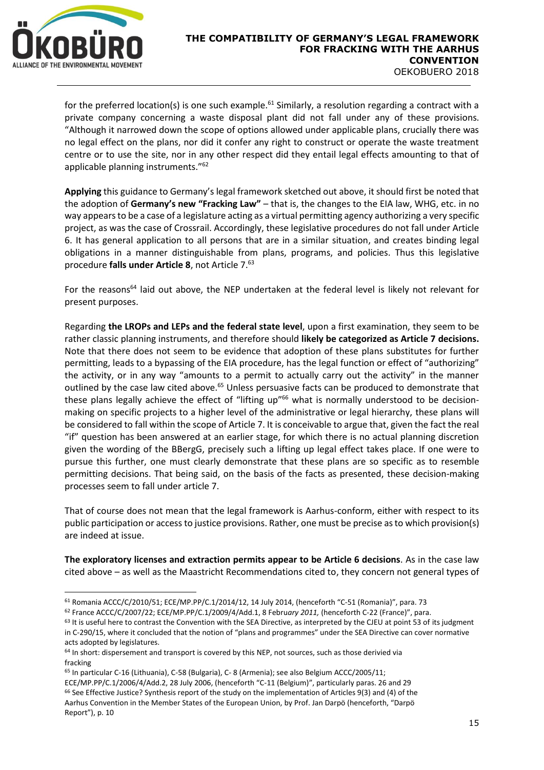for the preferred location(s) is one such example.[61] Similarly, a resolution regarding a contract with a private company concerning a waste disposal plant did not fall under any of these provisions. "Although it narrowed down the scope of options allowed under applicable plans, crucially there was no legal effect on the plans, nor did it confer any right to construct or operate the waste treatment centre or to use the site, nor in any other respect did they entail legal effects amounting to that of applicable planning instruments."[62]

**Applying** this guidance to Germany's legal framework sketched out above, it should first be noted that the adoption of **Germany's new "Fracking Law"** – that is, the changes to the EIA law, WHG, etc. in no way appears to be a case of a legislature acting as a virtual permitting agency authorizing a very specific project, as was the case of Crossrail. Accordingly, these legislative procedures do not fall under Article 6. It has general application to all persons that are in a similar situation, and creates binding legal obligations in a manner distinguishable from plans, programs, and policies. Thus this legislative procedure **falls under Article 8**, not Article 7.[63]

For the reasons[64] laid out above, the NEP undertaken at the federal level is likely not relevant for present purposes.

Regarding **the LROPs and LEPs and the federal state level**, upon a first examination, they seem to be rather classic planning instruments, and therefore should **likely be categorized as Article 7 decisions.** Note that there does not seem to be evidence that adoption of these plans substitutes for further permitting, leads to a bypassing of the EIA procedure, has the legal function or effect of "authorizing" the activity, or in any way "amounts to a permit to actually carry out the activity" in the manner outlined by the case law cited above.[65] Unless persuasive facts can be produced to demonstrate that these plans legally achieve the effect of "lifting up"[66] what is normally understood to be decision-making on specific projects to a higher level of the administrative or legal hierarchy, these plans will be considered to fall within the scope of Article 7. It is conceivable to argue that, given the fact the real "if" question has been answered at an earlier stage, for which there is no actual planning discretion given the wording of the BBergG, precisely such a lifting up legal effect takes place. If one were to pursue this further, one must clearly demonstrate that these plans are so specific as to resemble permitting decisions. That being said, on the basis of the facts as presented, these decision-making processes seem to fall under article 7.

That of course does not mean that the legal framework is Aarhus-conform, either with respect to its public participation or access to justice provisions. Rather, one must be precise as to which provision(s) are indeed at issue.

**The exploratory licenses and extraction permits appear to be Article 6 decisions**. As in the case law cited above – as well as the Maastricht Recommendations cited to, they concern not general types of

---

[61] Romania ACCC/C/2010/51; ECE/MP.PP/C.1/2014/12, 14 July 2014, (henceforth "C-51 (Romania)", para. 73

[62] France ACCC/C/2007/22; ECE/MP.PP/C.1/2009/4/Add.1, 8 Febru*ary 2011,* (henceforth C-22 (France)", para.

[63] It is useful here to contrast the Convention with the SEA Directive, as interpreted by the CJEU at point 53 of its judgment in C-290/15, where it concluded that the notion of "plans and programmes" under the SEA Directive can cover normative acts adopted by legislatures.

[64] In short: dispersement and transport is covered by this NEP, not sources, such as those derivied via fracking

[65] In particular C-16 (Lithuania), C-58 (Bulgaria), C- 8 (Armenia); see also Belgium ACCC/2005/11; ECE/MP.PP/C.1/2006/4/Add.2, 28 July 2006, (henceforth "C-11 (Belgium)", particularly paras. 26 and 29

[66] See Effective Justice? Synthesis report of the study on the implementation of Articles 9(3) and (4) of the Aarhus Convention in the Member States of the European Union, by Prof. Jan Darpö (henceforth, "Darpö Report"), p. 10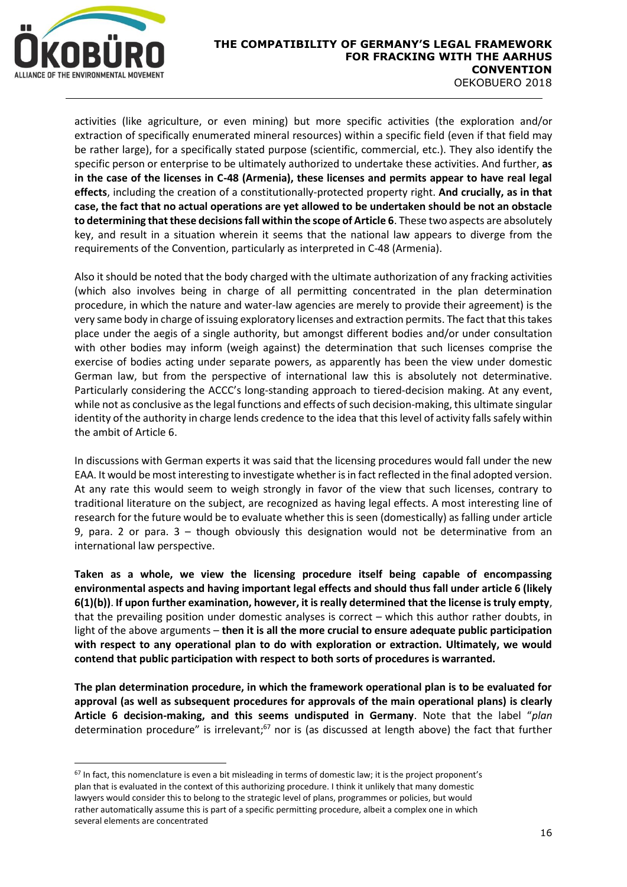activities (like agriculture, or even mining) but more specific activities (the exploration and/or extraction of specifically enumerated mineral resources) within a specific field (even if that field may be rather large), for a specifically stated purpose (scientific, commercial, etc.). They also identify the specific person or enterprise to be ultimately authorized to undertake these activities. And further, **as in the case of the licenses in C-48 (Armenia), these licenses and permits appear to have real legal effects**, including the creation of a constitutionally-protected property right. **And crucially, as in that case, the fact that no actual operations are yet allowed to be undertaken should be not an obstacle to determining that these decisions fall within the scope of Article 6**. These two aspects are absolutely key, and result in a situation wherein it seems that the national law appears to diverge from the requirements of the Convention, particularly as interpreted in C-48 (Armenia).

Also it should be noted that the body charged with the ultimate authorization of any fracking activities (which also involves being in charge of all permitting concentrated in the plan determination procedure, in which the nature and water-law agencies are merely to provide their agreement) is the very same body in charge of issuing exploratory licenses and extraction permits. The fact that this takes place under the aegis of a single authority, but amongst different bodies and/or under consultation with other bodies may inform (weigh against) the determination that such licenses comprise the exercise of bodies acting under separate powers, as apparently has been the view under domestic German law, but from the perspective of international law this is absolutely not determinative. Particularly considering the ACCC's long-standing approach to tiered-decision making. At any event, while not as conclusive as the legal functions and effects of such decision-making, this ultimate singular identity of the authority in charge lends credence to the idea that this level of activity falls safely within the ambit of Article 6.

In discussions with German experts it was said that the licensing procedures would fall under the new EAA. It would be most interesting to investigate whether is in fact reflected in the final adopted version. At any rate this would seem to weigh strongly in favor of the view that such licenses, contrary to traditional literature on the subject, are recognized as having legal effects. A most interesting line of research for the future would be to evaluate whether this is seen (domestically) as falling under article 9, para. 2 or para. 3 – though obviously this designation would not be determinative from an international law perspective.

**Taken as a whole, we view the licensing procedure itself being capable of encompassing environmental aspects and having important legal effects and should thus fall under article 6 (likely 6(1)(b))**. **If upon further examination, however, it is really determined that the license is truly empty**, that the prevailing position under domestic analyses is correct – which this author rather doubts, in light of the above arguments – **then it is all the more crucial to ensure adequate public participation with respect to any operational plan to do with exploration or extraction. Ultimately, we would contend that public participation with respect to both sorts of procedures is warranted.**

**The plan determination procedure, in which the framework operational plan is to be evaluated for approval (as well as subsequent procedures for approvals of the main operational plans) is clearly Article 6 decision-making, and this seems undisputed in Germany**. Note that the label "*plan* determination procedure" is irrelevant;[67] nor is (as discussed at length above) the fact that further

[67] In fact, this nomenclature is even a bit misleading in terms of domestic law; it is the project proponent's plan that is evaluated in the context of this authorizing procedure. I think it unlikely that many domestic lawyers would consider this to belong to the strategic level of plans, programmes or policies, but would rather automatically assume this is part of a specific permitting procedure, albeit a complex one in which several elements are concentrated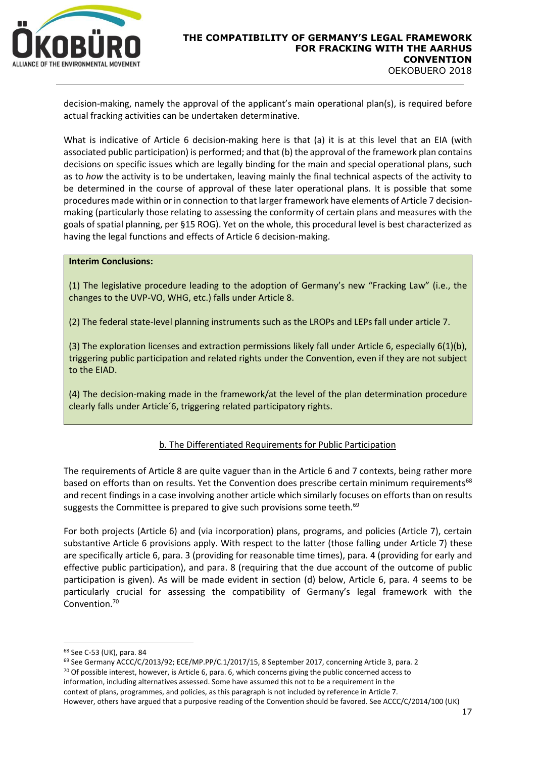decision-making, namely the approval of the applicant's main operational plan(s), is required before actual fracking activities can be undertaken determinative.

What is indicative of Article 6 decision-making here is that (a) it is at this level that an EIA (with associated public participation) is performed; and that (b) the approval of the framework plan contains decisions on specific issues which are legally binding for the main and special operational plans, such as to *how* the activity is to be undertaken, leaving mainly the final technical aspects of the activity to be determined in the course of approval of these later operational plans. It is possible that some procedures made within or in connection to that larger framework have elements of Article 7 decision-making (particularly those relating to assessing the conformity of certain plans and measures with the goals of spatial planning, per §15 ROG). Yet on the whole, this procedural level is best characterized as having the legal functions and effects of Article 6 decision-making.

**Interim Conclusions:**

(1) The legislative procedure leading to the adoption of Germany's new "Fracking Law" (i.e., the changes to the UVP-VO, WHG, etc.) falls under Article 8.

(2) The federal state-level planning instruments such as the LROPs and LEPs fall under article 7.

(3) The exploration licenses and extraction permissions likely fall under Article 6, especially 6(1)(b), triggering public participation and related rights under the Convention, even if they are not subject to the EIAD.

(4) The decision-making made in the framework/at the level of the plan determination procedure clearly falls under Article´6, triggering related participatory rights.

### b. The Differentiated Requirements for Public Participation

The requirements of Article 8 are quite vaguer than in the Article 6 and 7 contexts, being rather more based on efforts than on results. Yet the Convention does prescribe certain minimum requirements[68] and recent findings in a case involving another article which similarly focuses on efforts than on results suggests the Committee is prepared to give such provisions some teeth.[69]

For both projects (Article 6) and (via incorporation) plans, programs, and policies (Article 7), certain substantive Article 6 provisions apply. With respect to the latter (those falling under Article 7) these are specifically article 6, para. 3 (providing for reasonable time times), para. 4 (providing for early and effective public participation), and para. 8 (requiring that the due account of the outcome of public participation is given). As will be made evident in section (d) below, Article 6, para. 4 seems to be particularly crucial for assessing the compatibility of Germany's legal framework with the Convention.[70]

[68] See C-53 (UK), para. 84

[69] See Germany ACCC/C/2013/92; ECE/MP.PP/C.1/2017/15, 8 September 2017, concerning Article 3, para. 2

[70] Of possible interest, however, is Article 6, para. 6, which concerns giving the public concerned access to information, including alternatives assessed. Some have assumed this not to be a requirement in the context of plans, programmes, and policies, as this paragraph is not included by reference in Article 7. However, others have argued that a purposive reading of the Convention should be favored. See ACCC/C/2014/100 (UK)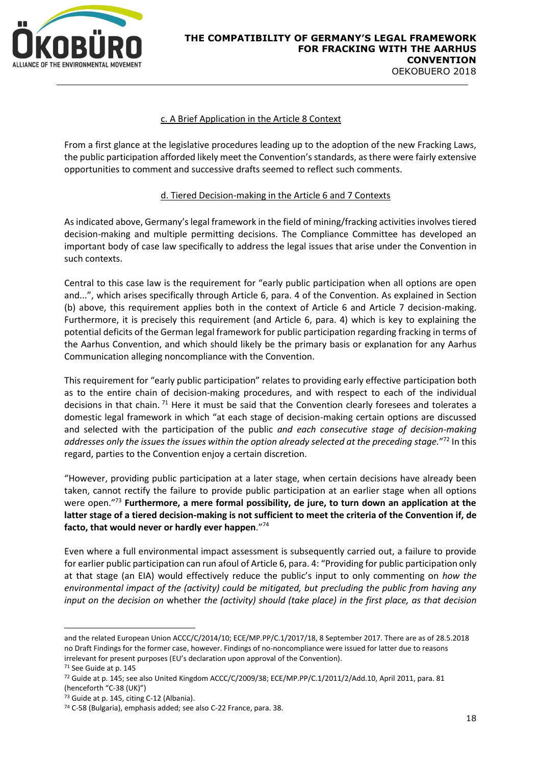c. A Brief Application in the Article 8 Context

From a first glance at the legislative procedures leading up to the adoption of the new Fracking Laws, the public participation afforded likely meet the Convention's standards, as there were fairly extensive opportunities to comment and successive drafts seemed to reflect such comments.

d. Tiered Decision-making in the Article 6 and 7 Contexts

As indicated above, Germany's legal framework in the field of mining/fracking activities involves tiered decision-making and multiple permitting decisions. The Compliance Committee has developed an important body of case law specifically to address the legal issues that arise under the Convention in such contexts.

Central to this case law is the requirement for "early public participation when all options are open and...", which arises specifically through Article 6, para. 4 of the Convention. As explained in Section (b) above, this requirement applies both in the context of Article 6 and Article 7 decision-making. Furthermore, it is precisely this requirement (and Article 6, para. 4) which is key to explaining the potential deficits of the German legal framework for public participation regarding fracking in terms of the Aarhus Convention, and which should likely be the primary basis or explanation for any Aarhus Communication alleging noncompliance with the Convention.

This requirement for "early public participation" relates to providing early effective participation both as to the entire chain of decision-making procedures, and with respect to each of the individual decisions in that chain. [71] Here it must be said that the Convention clearly foresees and tolerates a domestic legal framework in which "at each stage of decision-making certain options are discussed and selected with the participation of the public *and each consecutive stage of decision-making addresses only the issues the issues within the option already selected at the preceding stage.*"[72] In this regard, parties to the Convention enjoy a certain discretion.

"However, providing public participation at a later stage, when certain decisions have already been taken, cannot rectify the failure to provide public participation at an earlier stage when all options were open."[73] **Furthermore, a mere formal possibility, de jure, to turn down an application at the latter stage of a tiered decision-making is not sufficient to meet the criteria of the Convention if, de facto, that would never or hardly ever happen**."[74]

Even where a full environmental impact assessment is subsequently carried out, a failure to provide for earlier public participation can run afoul of Article 6, para. 4: "Providing for public participation only at that stage (an EIA) would effectively reduce the public's input to only commenting on *how the environmental impact of the (activity) could be mitigated, but precluding the public from having any input on the decision on* whether *the (activity) should (take place) in the first place, as that decision*

---

and the related European Union ACCC/C/2014/10; ECE/MP.PP/C.1/2017/18, 8 September 2017. There are as of 28.5.2018 no Draft Findings for the former case, however. Findings of no-noncompliance were issued for latter due to reasons irrelevant for present purposes (EU's declaration upon approval of the Convention).

[71] See Guide at p. 145

[72] Guide at p. 145; see also United Kingdom ACCC/C/2009/38; ECE/MP.PP/C.1/2011/2/Add.10, April 2011, para. 81 (henceforth "C-38 (UK)")

[73] Guide at p. 145, citing C-12 (Albania).

[74] C-58 (Bulgaria), emphasis added; see also C-22 France, para. 38.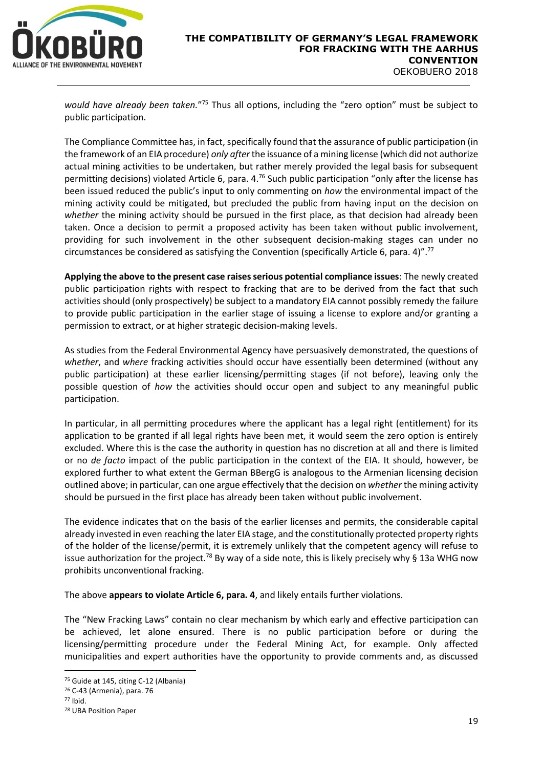*would have already been taken.*"[75] Thus all options, including the "zero option" must be subject to public participation.

The Compliance Committee has, in fact, specifically found that the assurance of public participation (in the framework of an EIA procedure) *only after* the issuance of a mining license (which did not authorize actual mining activities to be undertaken, but rather merely provided the legal basis for subsequent permitting decisions) violated Article 6, para. 4.[76] Such public participation "only after the license has been issued reduced the public's input to only commenting on *how* the environmental impact of the mining activity could be mitigated, but precluded the public from having input on the decision on *whether* the mining activity should be pursued in the first place, as that decision had already been taken. Once a decision to permit a proposed activity has been taken without public involvement, providing for such involvement in the other subsequent decision-making stages can under no circumstances be considered as satisfying the Convention (specifically Article 6, para. 4)".[77]

**Applying the above to the present case raises serious potential compliance issues**: The newly created public participation rights with respect to fracking that are to be derived from the fact that such activities should (only prospectively) be subject to a mandatory EIA cannot possibly remedy the failure to provide public participation in the earlier stage of issuing a license to explore and/or granting a permission to extract, or at higher strategic decision-making levels.

As studies from the Federal Environmental Agency have persuasively demonstrated, the questions of *whether*, and *where* fracking activities should occur have essentially been determined (without any public participation) at these earlier licensing/permitting stages (if not before), leaving only the possible question of *how* the activities should occur open and subject to any meaningful public participation.

In particular, in all permitting procedures where the applicant has a legal right (entitlement) for its application to be granted if all legal rights have been met, it would seem the zero option is entirely excluded. Where this is the case the authority in question has no discretion at all and there is limited or no *de facto* impact of the public participation in the context of the EIA. It should, however, be explored further to what extent the German BBergG is analogous to the Armenian licensing decision outlined above; in particular, can one argue effectively that the decision on *whether* the mining activity should be pursued in the first place has already been taken without public involvement.

The evidence indicates that on the basis of the earlier licenses and permits, the considerable capital already invested in even reaching the later EIA stage, and the constitutionally protected property rights of the holder of the license/permit, it is extremely unlikely that the competent agency will refuse to issue authorization for the project.[78] By way of a side note, this is likely precisely why § 13a WHG now prohibits unconventional fracking.

The above **appears to violate Article 6, para. 4**, and likely entails further violations.

The "New Fracking Laws" contain no clear mechanism by which early and effective participation can be achieved, let alone ensured. There is no public participation before or during the licensing/permitting procedure under the Federal Mining Act, for example. Only affected municipalities and expert authorities have the opportunity to provide comments and, as discussed

---

[75] Guide at 145, citing C-12 (Albania)

[76] C-43 (Armenia), para. 76

[77] Ibid.

[78] UBA Position Paper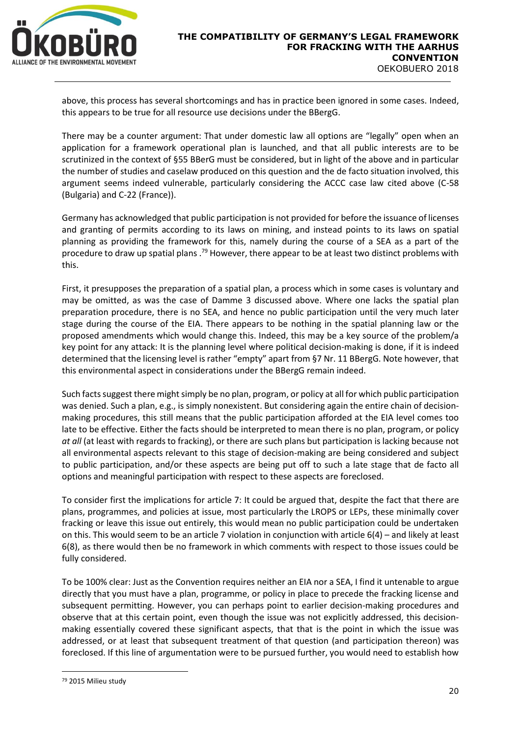above, this process has several shortcomings and has in practice been ignored in some cases. Indeed, this appears to be true for all resource use decisions under the BBergG.

There may be a counter argument: That under domestic law all options are "legally" open when an application for a framework operational plan is launched, and that all public interests are to be scrutinized in the context of §55 BBerG must be considered, but in light of the above and in particular the number of studies and caselaw produced on this question and the de facto situation involved, this argument seems indeed vulnerable, particularly considering the ACCC case law cited above (C-58 (Bulgaria) and C-22 (France)).

Germany has acknowledged that public participation is not provided for before the issuance of licenses and granting of permits according to its laws on mining, and instead points to its laws on spatial planning as providing the framework for this, namely during the course of a SEA as a part of the procedure to draw up spatial plans .[79] However, there appear to be at least two distinct problems with this.

First, it presupposes the preparation of a spatial plan, a process which in some cases is voluntary and may be omitted, as was the case of Damme 3 discussed above. Where one lacks the spatial plan preparation procedure, there is no SEA, and hence no public participation until the very much later stage during the course of the EIA. There appears to be nothing in the spatial planning law or the proposed amendments which would change this. Indeed, this may be a key source of the problem/a key point for any attack: It is the planning level where political decision-making is done, if it is indeed determined that the licensing level is rather "empty" apart from §7 Nr. 11 BBergG. Note however, that this environmental aspect in considerations under the BBergG remain indeed.

Such facts suggest there might simply be no plan, program, or policy at all for which public participation was denied. Such a plan, e.g., is simply nonexistent. But considering again the entire chain of decision-making procedures, this still means that the public participation afforded at the EIA level comes too late to be effective. Either the facts should be interpreted to mean there is no plan, program, or policy *at all* (at least with regards to fracking), or there are such plans but participation is lacking because not all environmental aspects relevant to this stage of decision-making are being considered and subject to public participation, and/or these aspects are being put off to such a late stage that de facto all options and meaningful participation with respect to these aspects are foreclosed.

To consider first the implications for article 7: It could be argued that, despite the fact that there are plans, programmes, and policies at issue, most particularly the LROPS or LEPs, these minimally cover fracking or leave this issue out entirely, this would mean no public participation could be undertaken on this. This would seem to be an article 7 violation in conjunction with article 6(4) – and likely at least 6(8), as there would then be no framework in which comments with respect to those issues could be fully considered.

To be 100% clear: Just as the Convention requires neither an EIA nor a SEA, I find it untenable to argue directly that you must have a plan, programme, or policy in place to precede the fracking license and subsequent permitting. However, you can perhaps point to earlier decision-making procedures and observe that at this certain point, even though the issue was not explicitly addressed, this decision-making essentially covered these significant aspects, that that is the point in which the issue was addressed, or at least that subsequent treatment of that question (and participation thereon) was foreclosed. If this line of argumentation were to be pursued further, you would need to establish how

[79] 2015 Milieu study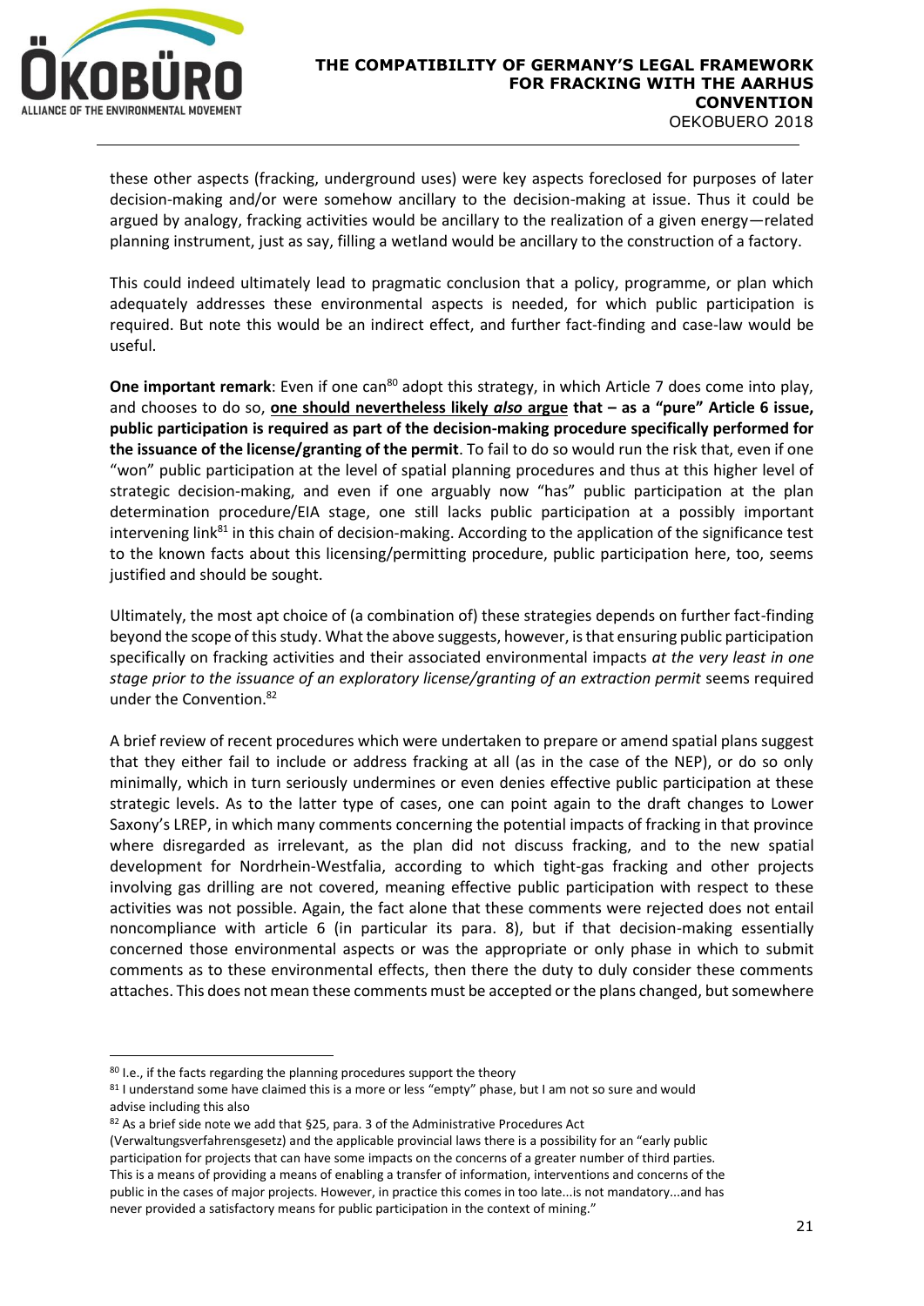these other aspects (fracking, underground uses) were key aspects foreclosed for purposes of later decision-making and/or were somehow ancillary to the decision-making at issue. Thus it could be argued by analogy, fracking activities would be ancillary to the realization of a given energy—related planning instrument, just as say, filling a wetland would be ancillary to the construction of a factory.

This could indeed ultimately lead to pragmatic conclusion that a policy, programme, or plan which adequately addresses these environmental aspects is needed, for which public participation is required. But note this would be an indirect effect, and further fact-finding and case-law would be useful.

**One important remark**: Even if one can[80] adopt this strategy, in which Article 7 does come into play, and chooses to do so, **one should nevertheless likely *also* argue that – as a "pure" Article 6 issue, public participation is required as part of the decision-making procedure specifically performed for the issuance of the license/granting of the permit**. To fail to do so would run the risk that, even if one "won" public participation at the level of spatial planning procedures and thus at this higher level of strategic decision-making, and even if one arguably now "has" public participation at the plan determination procedure/EIA stage, one still lacks public participation at a possibly important intervening link[81] in this chain of decision-making. According to the application of the significance test to the known facts about this licensing/permitting procedure, public participation here, too, seems justified and should be sought.

Ultimately, the most apt choice of (a combination of) these strategies depends on further fact-finding beyond the scope of this study. What the above suggests, however, is that ensuring public participation specifically on fracking activities and their associated environmental impacts *at the very least in one stage prior to the issuance of an exploratory license/granting of an extraction permit* seems required under the Convention.[82]

A brief review of recent procedures which were undertaken to prepare or amend spatial plans suggest that they either fail to include or address fracking at all (as in the case of the NEP), or do so only minimally, which in turn seriously undermines or even denies effective public participation at these strategic levels. As to the latter type of cases, one can point again to the draft changes to Lower Saxony's LREP, in which many comments concerning the potential impacts of fracking in that province where disregarded as irrelevant, as the plan did not discuss fracking, and to the new spatial development for Nordrhein-Westfalia, according to which tight-gas fracking and other projects involving gas drilling are not covered, meaning effective public participation with respect to these activities was not possible. Again, the fact alone that these comments were rejected does not entail noncompliance with article 6 (in particular its para. 8), but if that decision-making essentially concerned those environmental aspects or was the appropriate or only phase in which to submit comments as to these environmental effects, then there the duty to duly consider these comments attaches. This does not mean these comments must be accepted or the plans changed, but somewhere

---

[80] I.e., if the facts regarding the planning procedures support the theory

[81] I understand some have claimed this is a more or less "empty" phase, but I am not so sure and would advise including this also

[82] As a brief side note we add that §25, para. 3 of the Administrative Procedures Act (Verwaltungsverfahrensgesetz) and the applicable provincial laws there is a possibility for an "early public participation for projects that can have some impacts on the concerns of a greater number of third parties. This is a means of providing a means of enabling a transfer of information, interventions and concerns of the public in the cases of major projects. However, in practice this comes in too late...is not mandatory...and has never provided a satisfactory means for public participation in the context of mining."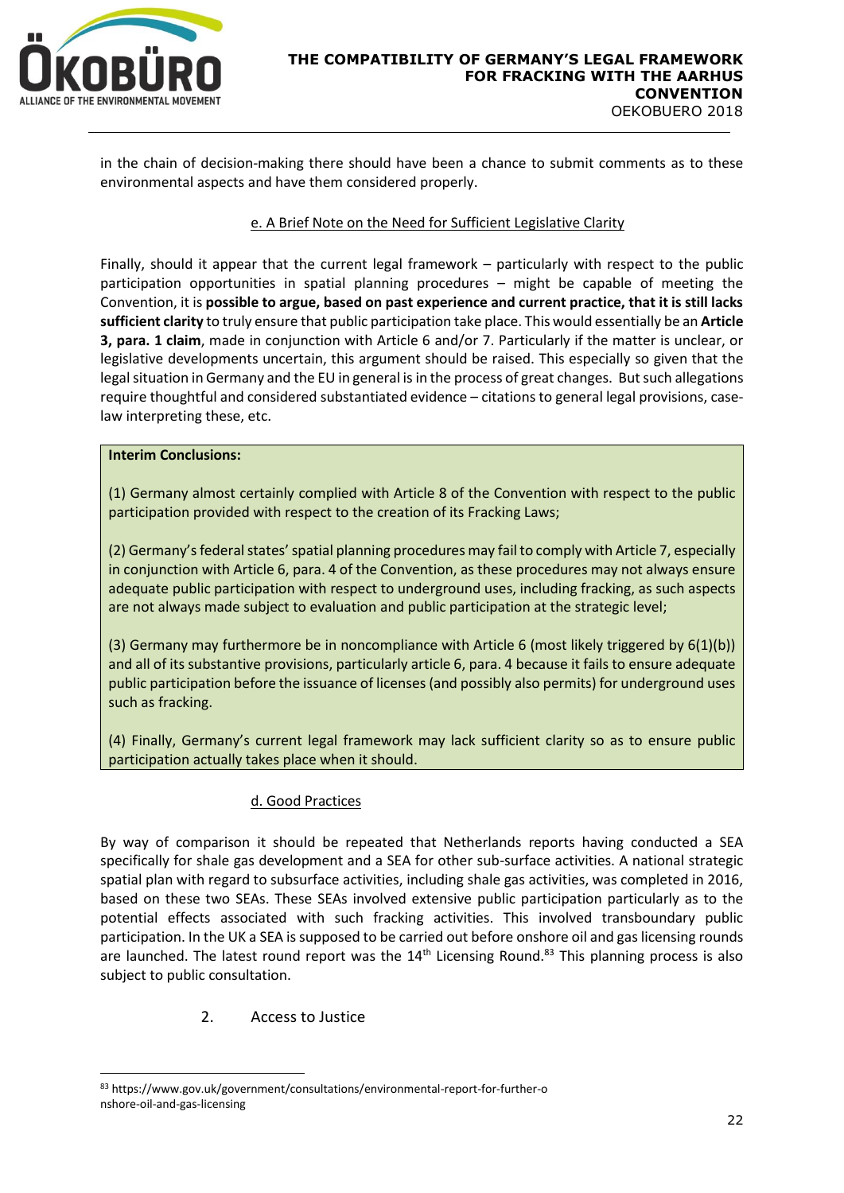in the chain of decision-making there should have been a chance to submit comments as to these environmental aspects and have them considered properly.

e. A Brief Note on the Need for Sufficient Legislative Clarity

Finally, should it appear that the current legal framework – particularly with respect to the public participation opportunities in spatial planning procedures – might be capable of meeting the Convention, it is **possible to argue, based on past experience and current practice, that it is still lacks sufficient clarity** to truly ensure that public participation take place. This would essentially be an **Article 3, para. 1 claim**, made in conjunction with Article 6 and/or 7. Particularly if the matter is unclear, or legislative developments uncertain, this argument should be raised. This especially so given that the legal situation in Germany and the EU in general is in the process of great changes. But such allegations require thoughtful and considered substantiated evidence – citations to general legal provisions, case-law interpreting these, etc.

**Interim Conclusions:**

(1) Germany almost certainly complied with Article 8 of the Convention with respect to the public participation provided with respect to the creation of its Fracking Laws;

(2) Germany's federal states' spatial planning procedures may fail to comply with Article 7, especially in conjunction with Article 6, para. 4 of the Convention, as these procedures may not always ensure adequate public participation with respect to underground uses, including fracking, as such aspects are not always made subject to evaluation and public participation at the strategic level;

(3) Germany may furthermore be in noncompliance with Article 6 (most likely triggered by 6(1)(b)) and all of its substantive provisions, particularly article 6, para. 4 because it fails to ensure adequate public participation before the issuance of licenses (and possibly also permits) for underground uses such as fracking.

(4) Finally, Germany's current legal framework may lack sufficient clarity so as to ensure public participation actually takes place when it should.

d. Good Practices

By way of comparison it should be repeated that Netherlands reports having conducted a SEA specifically for shale gas development and a SEA for other sub-surface activities. A national strategic spatial plan with regard to subsurface activities, including shale gas activities, was completed in 2016, based on these two SEAs. These SEAs involved extensive public participation particularly as to the potential effects associated with such fracking activities. This involved transboundary public participation. In the UK a SEA is supposed to be carried out before onshore oil and gas licensing rounds are launched. The latest round report was the 14th Licensing Round.[83] This planning process is also subject to public consultation.

2. Access to Justice

[83] https://www.gov.uk/government/consultations/environmental-report-for-further-onshore-oil-and-gas-licensing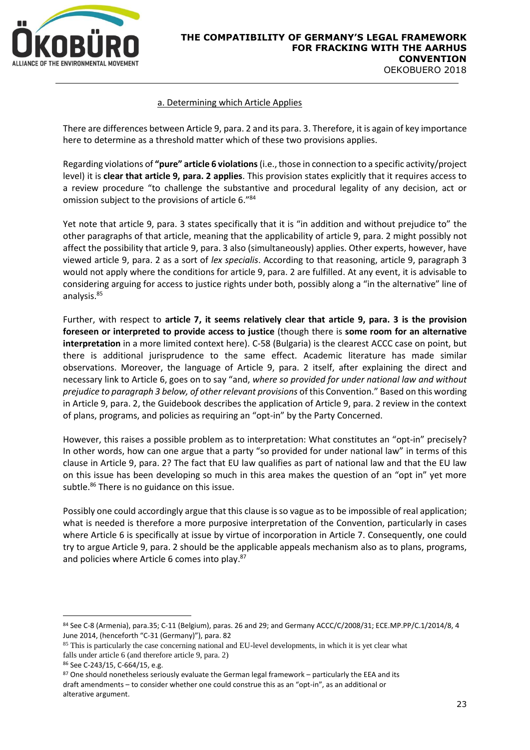a. Determining which Article Applies

There are differences between Article 9, para. 2 and its para. 3. Therefore, it is again of key importance here to determine as a threshold matter which of these two provisions applies.

Regarding violations of **"pure" article 6 violations** (i.e., those in connection to a specific activity/project level) it is **clear that article 9, para. 2 applies**. This provision states explicitly that it requires access to a review procedure "to challenge the substantive and procedural legality of any decision, act or omission subject to the provisions of article 6."[84]

Yet note that article 9, para. 3 states specifically that it is "in addition and without prejudice to" the other paragraphs of that article, meaning that the applicability of article 9, para. 2 might possibly not affect the possibility that article 9, para. 3 also (simultaneously) applies. Other experts, however, have viewed article 9, para. 2 as a sort of *lex specialis*. According to that reasoning, article 9, paragraph 3 would not apply where the conditions for article 9, para. 2 are fulfilled. At any event, it is advisable to considering arguing for access to justice rights under both, possibly along a "in the alternative" line of analysis.[85]

Further, with respect to **article 7, it seems relatively clear that article 9, para. 3 is the provision foreseen or interpreted to provide access to justice** (though there is **some room for an alternative interpretation** in a more limited context here). C-58 (Bulgaria) is the clearest ACCC case on point, but there is additional jurisprudence to the same effect. Academic literature has made similar observations. Moreover, the language of Article 9, para. 2 itself, after explaining the direct and necessary link to Article 6, goes on to say "and, *where so provided for under national law and without prejudice to paragraph 3 below, of other relevant provisions* of this Convention." Based on this wording in Article 9, para. 2, the Guidebook describes the application of Article 9, para. 2 review in the context of plans, programs, and policies as requiring an "opt-in" by the Party Concerned.

However, this raises a possible problem as to interpretation: What constitutes an "opt-in" precisely? In other words, how can one argue that a party "so provided for under national law" in terms of this clause in Article 9, para. 2? The fact that EU law qualifies as part of national law and that the EU law on this issue has been developing so much in this area makes the question of an "opt in" yet more subtle.[86] There is no guidance on this issue.

Possibly one could accordingly argue that this clause is so vague as to be impossible of real application; what is needed is therefore a more purposive interpretation of the Convention, particularly in cases where Article 6 is specifically at issue by virtue of incorporation in Article 7. Consequently, one could try to argue Article 9, para. 2 should be the applicable appeals mechanism also as to plans, programs, and policies where Article 6 comes into play.[87]

---

[84] See C-8 (Armenia), para.35; C-11 (Belgium), paras. 26 and 29; and Germany ACCC/C/2008/31; ECE.MP.PP/C.1/2014/8, 4 June 2014, (henceforth "C-31 (Germany)"), para. 82

[85] This is particularly the case concerning national and EU-level developments, in which it is yet clear what falls under article 6 (and therefore article 9, para. 2)

[86] See C-243/15, C-664/15, e.g.

[87] One should nonetheless seriously evaluate the German legal framework – particularly the EEA and its draft amendments – to consider whether one could construe this as an "opt-in", as an additional or alterative argument.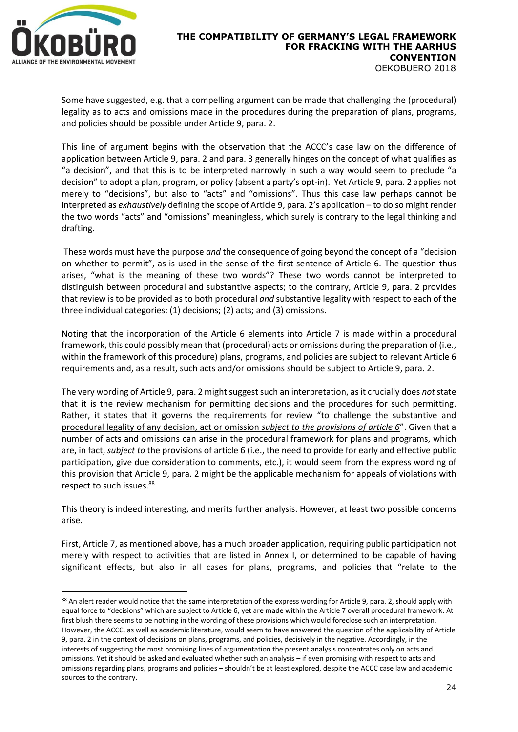Some have suggested, e.g. that a compelling argument can be made that challenging the (procedural) legality as to acts and omissions made in the procedures during the preparation of plans, programs, and policies should be possible under Article 9, para. 2.

This line of argument begins with the observation that the ACCC's case law on the difference of application between Article 9, para. 2 and para. 3 generally hinges on the concept of what qualifies as "a decision", and that this is to be interpreted narrowly in such a way would seem to preclude "a decision" to adopt a plan, program, or policy (absent a party's opt-in). Yet Article 9, para. 2 applies not merely to "decisions", but also to "acts" and "omissions". Thus this case law perhaps cannot be interpreted as *exhaustively* defining the scope of Article 9, para. 2's application – to do so might render the two words "acts" and "omissions" meaningless, which surely is contrary to the legal thinking and drafting.

These words must have the purpose *and* the consequence of going beyond the concept of a "decision on whether to permit", as is used in the sense of the first sentence of Article 6. The question thus arises, "what is the meaning of these two words"? These two words cannot be interpreted to distinguish between procedural and substantive aspects; to the contrary, Article 9, para. 2 provides that review is to be provided as to both procedural *and* substantive legality with respect to each of the three individual categories: (1) decisions; (2) acts; and (3) omissions.

Noting that the incorporation of the Article 6 elements into Article 7 is made within a procedural framework, this could possibly mean that (procedural) acts or omissions during the preparation of (i.e., within the framework of this procedure) plans, programs, and policies are subject to relevant Article 6 requirements and, as a result, such acts and/or omissions should be subject to Article 9, para. 2.

The very wording of Article 9, para. 2 might suggest such an interpretation, as it crucially does *not* state that it is the review mechanism for <u>permitting decisions and the procedures for such permitting</u>. Rather, it states that it governs the requirements for review "to <u>challenge the substantive and procedural legality of any decision, act or omission *subject to the provisions of article 6*</u>". Given that a number of acts and omissions can arise in the procedural framework for plans and programs, which are, in fact, *subject to* the provisions of article 6 (i.e., the need to provide for early and effective public participation, give due consideration to comments, etc.), it would seem from the express wording of this provision that Article 9, para. 2 might be the applicable mechanism for appeals of violations with respect to such issues.[88]

This theory is indeed interesting, and merits further analysis. However, at least two possible concerns arise.

First, Article 7, as mentioned above, has a much broader application, requiring public participation not merely with respect to activities that are listed in Annex I, or determined to be capable of having significant effects, but also in all cases for plans, programs, and policies that "relate to the

[88] An alert reader would notice that the same interpretation of the express wording for Article 9, para. 2, should apply with equal force to "decisions" which are subject to Article 6, yet are made within the Article 7 overall procedural framework. At first blush there seems to be nothing in the wording of these provisions which would foreclose such an interpretation. However, the ACCC, as well as academic literature, would seem to have answered the question of the applicability of Article 9, para. 2 in the context of decisions on plans, programs, and policies, decisively in the negative. Accordingly, in the interests of suggesting the most promising lines of argumentation the present analysis concentrates only on acts and omissions. Yet it should be asked and evaluated whether such an analysis – if even promising with respect to acts and omissions regarding plans, programs and policies – shouldn't be at least explored, despite the ACCC case law and academic sources to the contrary.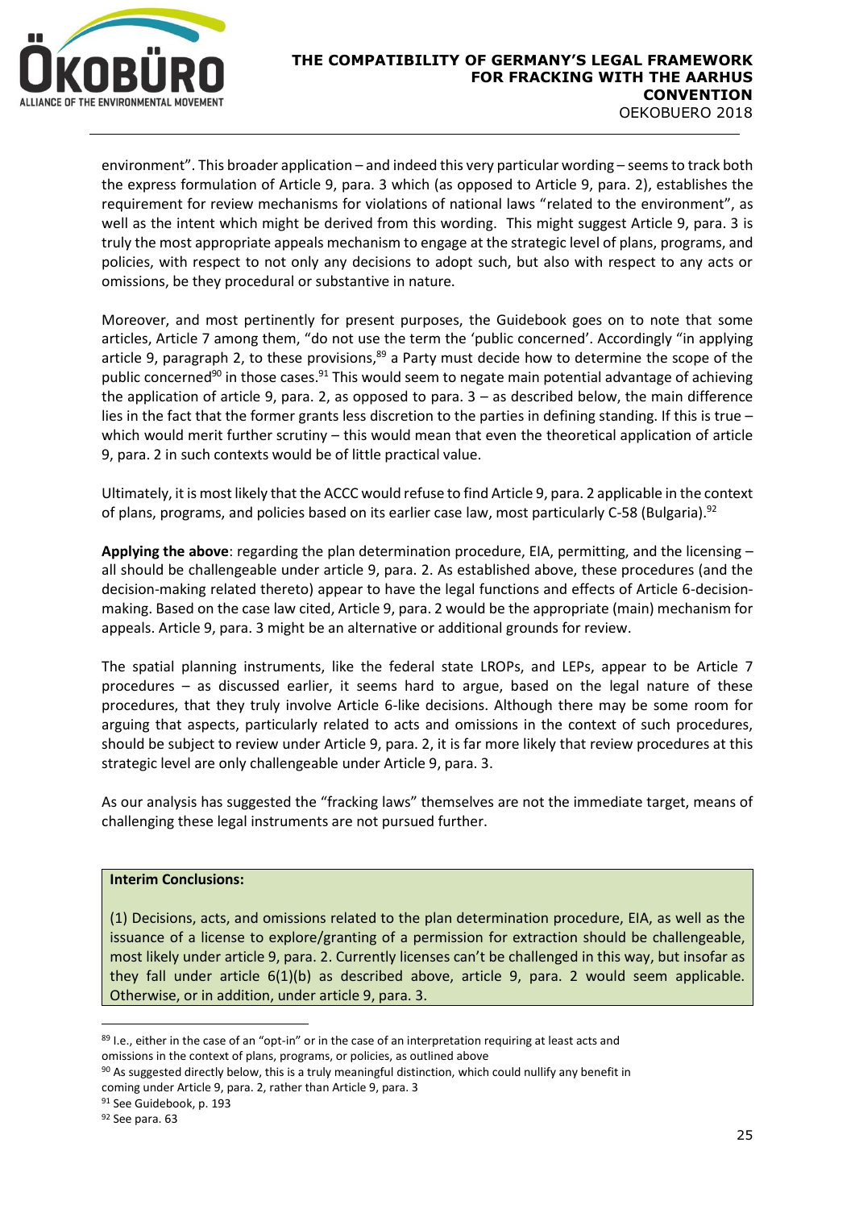environment". This broader application – and indeed this very particular wording – seems to track both the express formulation of Article 9, para. 3 which (as opposed to Article 9, para. 2), establishes the requirement for review mechanisms for violations of national laws "related to the environment", as well as the intent which might be derived from this wording. This might suggest Article 9, para. 3 is truly the most appropriate appeals mechanism to engage at the strategic level of plans, programs, and policies, with respect to not only any decisions to adopt such, but also with respect to any acts or omissions, be they procedural or substantive in nature.

Moreover, and most pertinently for present purposes, the Guidebook goes on to note that some articles, Article 7 among them, "do not use the term the 'public concerned'. Accordingly "in applying article 9, paragraph 2, to these provisions,[89] a Party must decide how to determine the scope of the public concerned[90] in those cases.[91] This would seem to negate main potential advantage of achieving the application of article 9, para. 2, as opposed to para. 3 – as described below, the main difference lies in the fact that the former grants less discretion to the parties in defining standing. If this is true – which would merit further scrutiny – this would mean that even the theoretical application of article 9, para. 2 in such contexts would be of little practical value.

Ultimately, it is most likely that the ACCC would refuse to find Article 9, para. 2 applicable in the context of plans, programs, and policies based on its earlier case law, most particularly C-58 (Bulgaria).[92]

**Applying the above**: regarding the plan determination procedure, EIA, permitting, and the licensing – all should be challengeable under article 9, para. 2. As established above, these procedures (and the decision-making related thereto) appear to have the legal functions and effects of Article 6-decision-making. Based on the case law cited, Article 9, para. 2 would be the appropriate (main) mechanism for appeals. Article 9, para. 3 might be an alternative or additional grounds for review.

The spatial planning instruments, like the federal state LROPs, and LEPs, appear to be Article 7 procedures – as discussed earlier, it seems hard to argue, based on the legal nature of these procedures, that they truly involve Article 6-like decisions. Although there may be some room for arguing that aspects, particularly related to acts and omissions in the context of such procedures, should be subject to review under Article 9, para. 2, it is far more likely that review procedures at this strategic level are only challengeable under Article 9, para. 3.

As our analysis has suggested the "fracking laws" themselves are not the immediate target, means of challenging these legal instruments are not pursued further.

**Interim Conclusions:**

(1) Decisions, acts, and omissions related to the plan determination procedure, EIA, as well as the issuance of a license to explore/granting of a permission for extraction should be challengeable, most likely under article 9, para. 2. Currently licenses can't be challenged in this way, but insofar as they fall under article 6(1)(b) as described above, article 9, para. 2 would seem applicable. Otherwise, or in addition, under article 9, para. 3.

---

[89] I.e., either in the case of an "opt-in" or in the case of an interpretation requiring at least acts and omissions in the context of plans, programs, or policies, as outlined above

[90] As suggested directly below, this is a truly meaningful distinction, which could nullify any benefit in coming under Article 9, para. 2, rather than Article 9, para. 3

[91] See Guidebook, p. 193

[92] See para. 63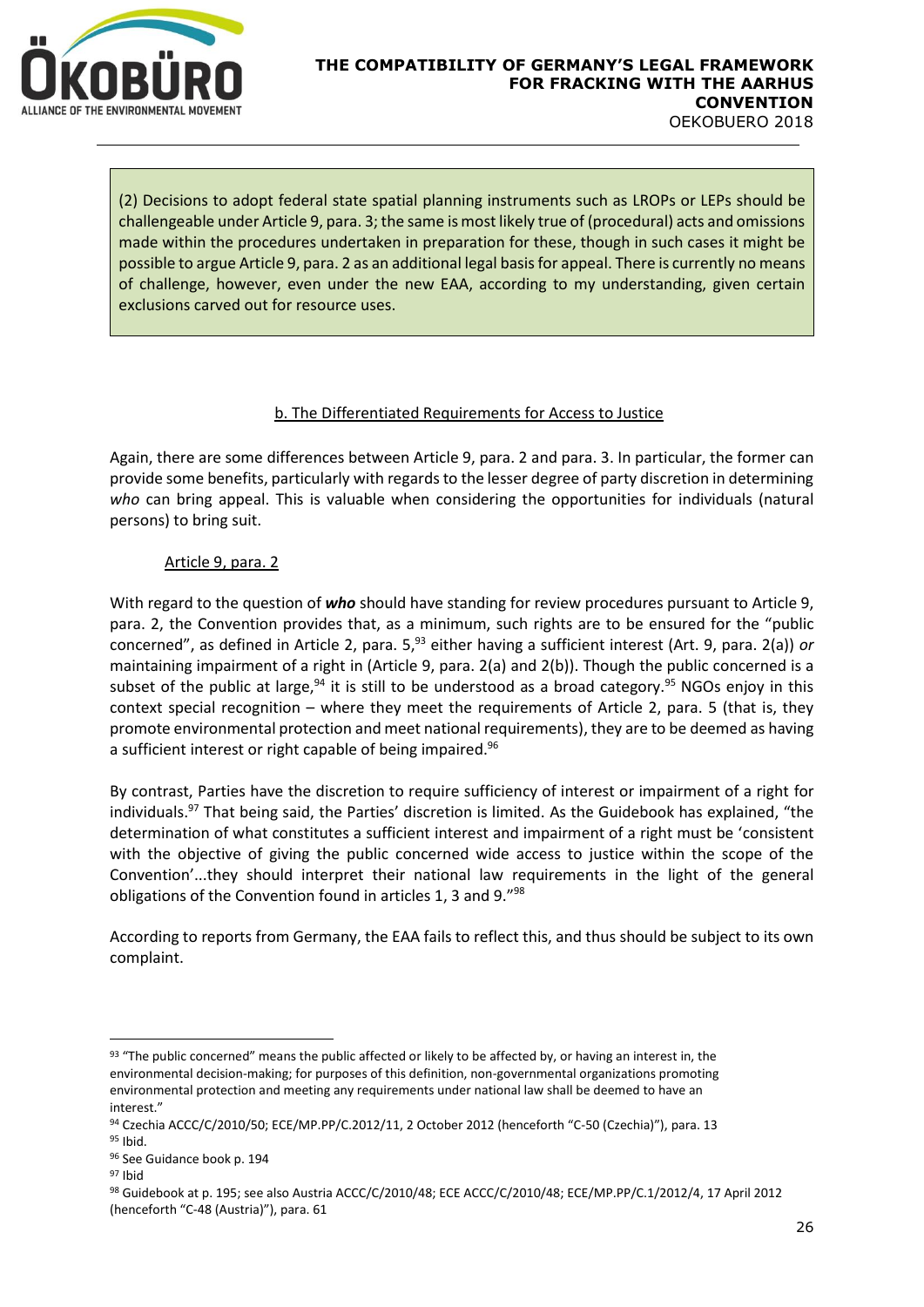(2) Decisions to adopt federal state spatial planning instruments such as LROPs or LEPs should be challengeable under Article 9, para. 3; the same is most likely true of (procedural) acts and omissions made within the procedures undertaken in preparation for these, though in such cases it might be possible to argue Article 9, para. 2 as an additional legal basis for appeal. There is currently no means of challenge, however, even under the new EAA, according to my understanding, given certain exclusions carved out for resource uses.

### b. The Differentiated Requirements for Access to Justice

Again, there are some differences between Article 9, para. 2 and para. 3. In particular, the former can provide some benefits, particularly with regards to the lesser degree of party discretion in determining *who* can bring appeal. This is valuable when considering the opportunities for individuals (natural persons) to bring suit.

#### Article 9, para. 2

With regard to the question of ***who*** should have standing for review procedures pursuant to Article 9, para. 2, the Convention provides that, as a minimum, such rights are to be ensured for the "public concerned", as defined in Article 2, para. 5,[93] either having a sufficient interest (Art. 9, para. 2(a)) *or* maintaining impairment of a right in (Article 9, para. 2(a) and 2(b)). Though the public concerned is a subset of the public at large,[94] it is still to be understood as a broad category.[95] NGOs enjoy in this context special recognition – where they meet the requirements of Article 2, para. 5 (that is, they promote environmental protection and meet national requirements), they are to be deemed as having a sufficient interest or right capable of being impaired.[96]

By contrast, Parties have the discretion to require sufficiency of interest or impairment of a right for individuals.[97] That being said, the Parties' discretion is limited. As the Guidebook has explained, "the determination of what constitutes a sufficient interest and impairment of a right must be 'consistent with the objective of giving the public concerned wide access to justice within the scope of the Convention'...they should interpret their national law requirements in the light of the general obligations of the Convention found in articles 1, 3 and 9."[98]

According to reports from Germany, the EAA fails to reflect this, and thus should be subject to its own complaint.

---

[93] "The public concerned" means the public affected or likely to be affected by, or having an interest in, the environmental decision-making; for purposes of this definition, non-governmental organizations promoting environmental protection and meeting any requirements under national law shall be deemed to have an interest."

[94] Czechia ACCC/C/2010/50; ECE/MP.PP/C.2012/11, 2 October 2012 (henceforth "C-50 (Czechia)"), para. 13

[95] Ibid.

[96] See Guidance book p. 194

[97] Ibid

[98] Guidebook at p. 195; see also Austria ACCC/C/2010/48; ECE ACCC/C/2010/48; ECE/MP.PP/C.1/2012/4, 17 April 2012 (henceforth "C-48 (Austria)"), para. 61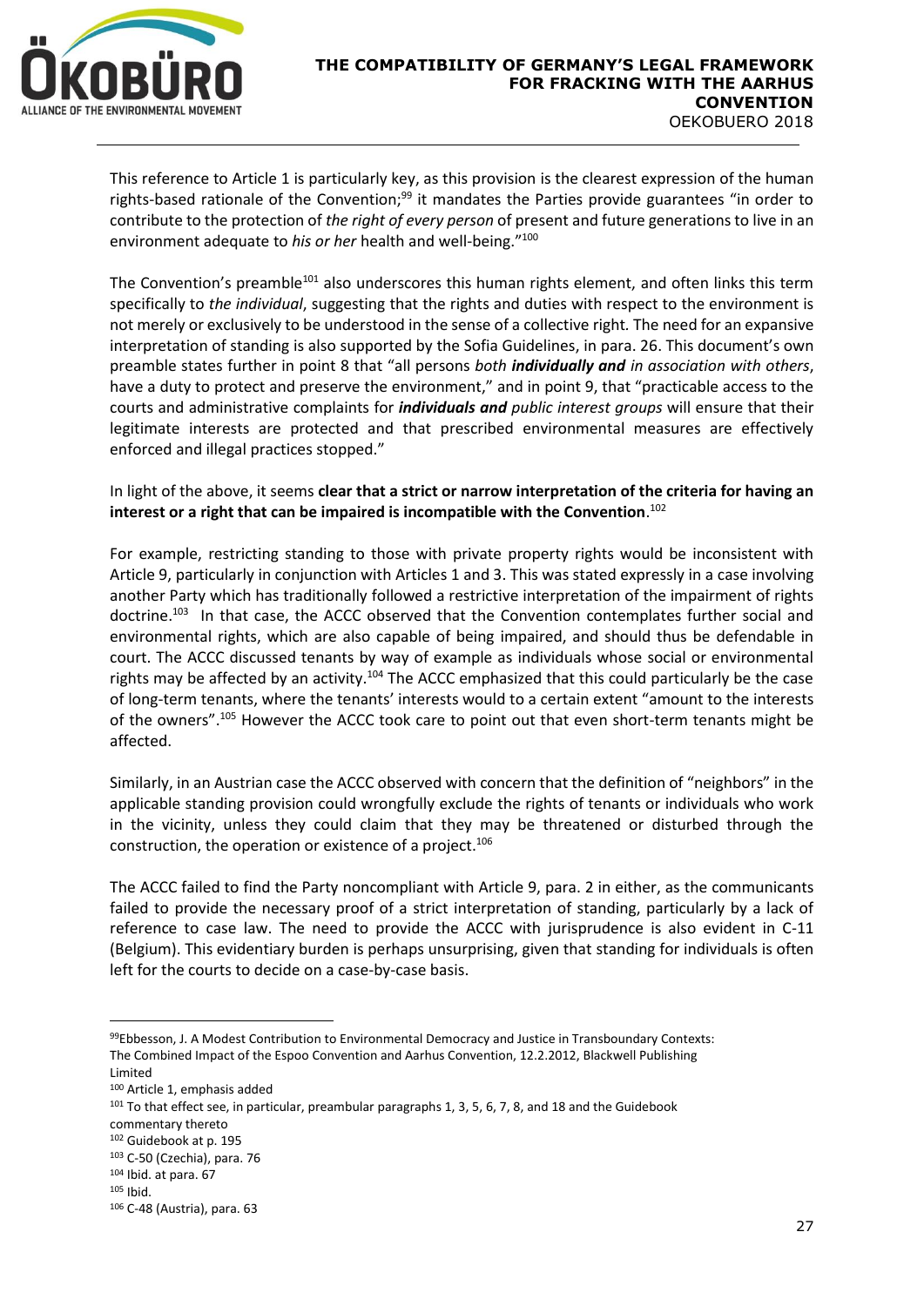This reference to Article 1 is particularly key, as this provision is the clearest expression of the human rights-based rationale of the Convention;[99] it mandates the Parties provide guarantees "in order to contribute to the protection of *the right of every person* of present and future generations to live in an environment adequate to *his or her* health and well-being."[100]

The Convention's preamble[101] also underscores this human rights element, and often links this term specifically to *the individual*, suggesting that the rights and duties with respect to the environment is not merely or exclusively to be understood in the sense of a collective right. The need for an expansive interpretation of standing is also supported by the Sofia Guidelines, in para. 26. This document's own preamble states further in point 8 that "all persons *both* ***individually and*** *in association with others*, have a duty to protect and preserve the environment," and in point 9, that "practicable access to the courts and administrative complaints for ***individuals and*** *public interest groups* will ensure that their legitimate interests are protected and that prescribed environmental measures are effectively enforced and illegal practices stopped."

In light of the above, it seems **clear that a strict or narrow interpretation of the criteria for having an interest or a right that can be impaired is incompatible with the Convention**.[102]

For example, restricting standing to those with private property rights would be inconsistent with Article 9, particularly in conjunction with Articles 1 and 3. This was stated expressly in a case involving another Party which has traditionally followed a restrictive interpretation of the impairment of rights doctrine.[103] In that case, the ACCC observed that the Convention contemplates further social and environmental rights, which are also capable of being impaired, and should thus be defendable in court. The ACCC discussed tenants by way of example as individuals whose social or environmental rights may be affected by an activity.[104] The ACCC emphasized that this could particularly be the case of long-term tenants, where the tenants' interests would to a certain extent "amount to the interests of the owners".[105] However the ACCC took care to point out that even short-term tenants might be affected.

Similarly, in an Austrian case the ACCC observed with concern that the definition of "neighbors" in the applicable standing provision could wrongfully exclude the rights of tenants or individuals who work in the vicinity, unless they could claim that they may be threatened or disturbed through the construction, the operation or existence of a project.[106]

The ACCC failed to find the Party noncompliant with Article 9, para. 2 in either, as the communicants failed to provide the necessary proof of a strict interpretation of standing, particularly by a lack of reference to case law. The need to provide the ACCC with jurisprudence is also evident in C-11 (Belgium). This evidentiary burden is perhaps unsurprising, given that standing for individuals is often left for the courts to decide on a case-by-case basis.

---

[99] Ebbesson, J. A Modest Contribution to Environmental Democracy and Justice in Transboundary Contexts: The Combined Impact of the Espoo Convention and Aarhus Convention, 12.2.2012, Blackwell Publishing Limited

[100] Article 1, emphasis added

[101] To that effect see, in particular, preambular paragraphs 1, 3, 5, 6, 7, 8, and 18 and the Guidebook commentary thereto

[102] Guidebook at p. 195

[103] C-50 (Czechia), para. 76

[104] Ibid. at para. 67

[105] Ibid.

[106] C-48 (Austria), para. 63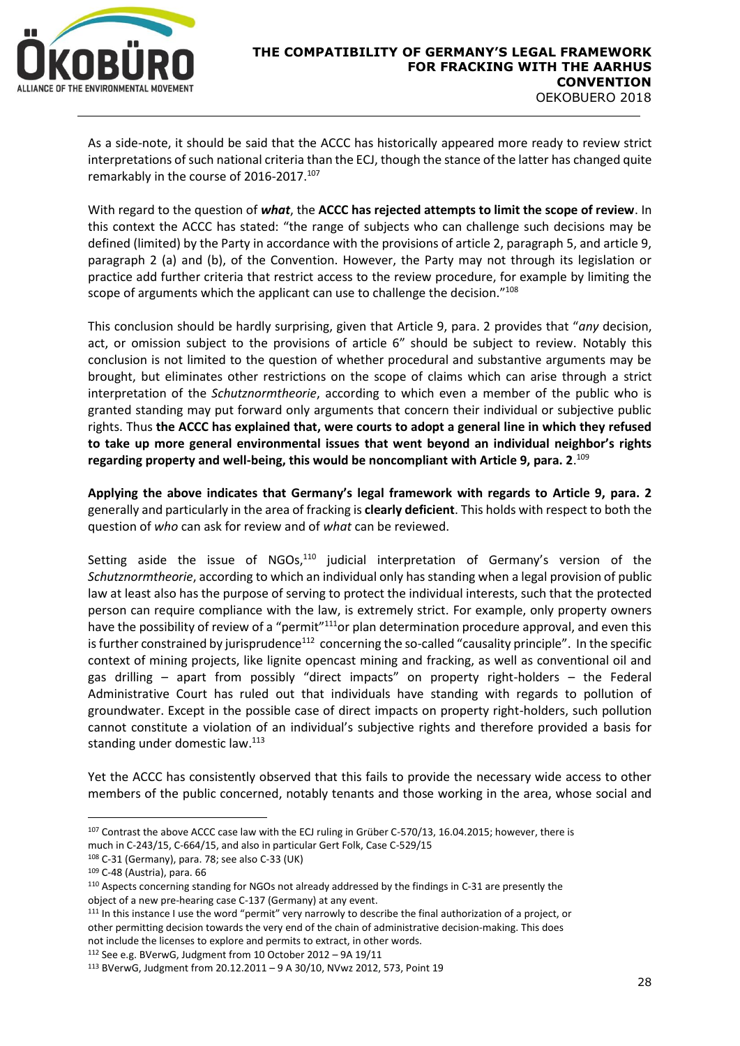As a side-note, it should be said that the ACCC has historically appeared more ready to review strict interpretations of such national criteria than the ECJ, though the stance of the latter has changed quite remarkably in the course of 2016-2017.[107]

With regard to the question of ***what***, the **ACCC has rejected attempts to limit the scope of review**. In this context the ACCC has stated: "the range of subjects who can challenge such decisions may be defined (limited) by the Party in accordance with the provisions of article 2, paragraph 5, and article 9, paragraph 2 (a) and (b), of the Convention. However, the Party may not through its legislation or practice add further criteria that restrict access to the review procedure, for example by limiting the scope of arguments which the applicant can use to challenge the decision."[108]

This conclusion should be hardly surprising, given that Article 9, para. 2 provides that "*any* decision, act, or omission subject to the provisions of article 6" should be subject to review. Notably this conclusion is not limited to the question of whether procedural and substantive arguments may be brought, but eliminates other restrictions on the scope of claims which can arise through a strict interpretation of the *Schutznormtheorie*, according to which even a member of the public who is granted standing may put forward only arguments that concern their individual or subjective public rights. Thus **the ACCC has explained that, were courts to adopt a general line in which they refused to take up more general environmental issues that went beyond an individual neighbor's rights regarding property and well-being, this would be noncompliant with Article 9, para. 2**.[109]

**Applying the above indicates that Germany's legal framework with regards to Article 9, para. 2** generally and particularly in the area of fracking is **clearly deficient**. This holds with respect to both the question of *who* can ask for review and of *what* can be reviewed.

Setting aside the issue of NGOs,[110] judicial interpretation of Germany's version of the *Schutznormtheorie*, according to which an individual only has standing when a legal provision of public law at least also has the purpose of serving to protect the individual interests, such that the protected person can require compliance with the law, is extremely strict. For example, only property owners have the possibility of review of a "permit"[111] or plan determination procedure approval, and even this is further constrained by jurisprudence[112] concerning the so-called "causality principle". In the specific context of mining projects, like lignite opencast mining and fracking, as well as conventional oil and gas drilling – apart from possibly "direct impacts" on property right-holders – the Federal Administrative Court has ruled out that individuals have standing with regards to pollution of groundwater. Except in the possible case of direct impacts on property right-holders, such pollution cannot constitute a violation of an individual's subjective rights and therefore provided a basis for standing under domestic law.[113]

Yet the ACCC has consistently observed that this fails to provide the necessary wide access to other members of the public concerned, notably tenants and those working in the area, whose social and

---

[107] Contrast the above ACCC case law with the ECJ ruling in Grüber C-570/13, 16.04.2015; however, there is much in C-243/15, C-664/15, and also in particular Gert Folk, Case C-529/15

[108] C-31 (Germany), para. 78; see also C-33 (UK)

[109] C-48 (Austria), para. 66

[110] Aspects concerning standing for NGOs not already addressed by the findings in C-31 are presently the object of a new pre-hearing case C-137 (Germany) at any event.

[111] In this instance I use the word "permit" very narrowly to describe the final authorization of a project, or other permitting decision towards the very end of the chain of administrative decision-making. This does not include the licenses to explore and permits to extract, in other words.

[112] See e.g. BVerwG, Judgment from 10 October 2012 – 9A 19/11

[113] BVerwG, Judgment from 20.12.2011 – 9 A 30/10, NVwz 2012, 573, Point 19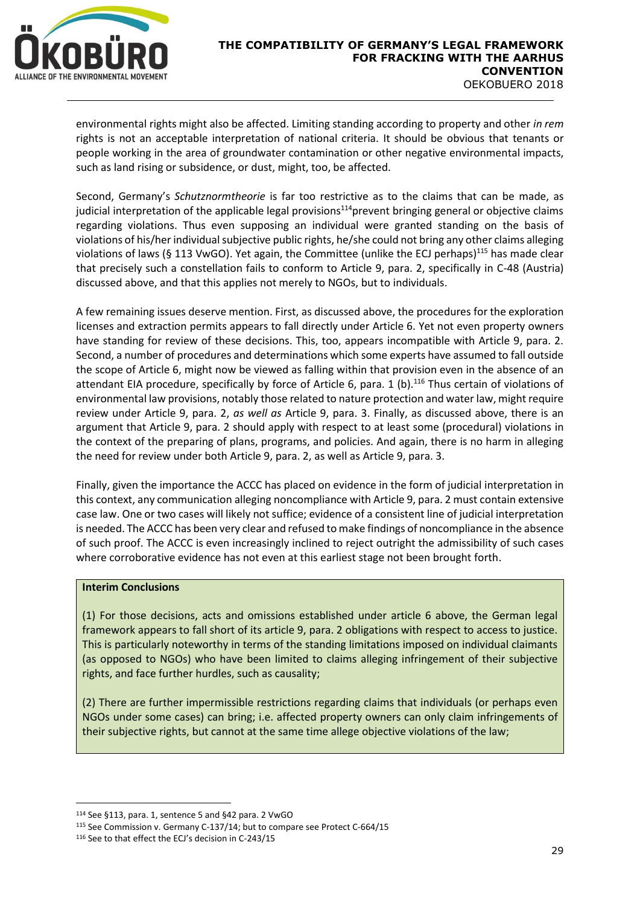environmental rights might also be affected. Limiting standing according to property and other *in rem* rights is not an acceptable interpretation of national criteria. It should be obvious that tenants or people working in the area of groundwater contamination or other negative environmental impacts, such as land rising or subsidence, or dust, might, too, be affected.

Second, Germany's *Schutznormtheorie* is far too restrictive as to the claims that can be made, as judicial interpretation of the applicable legal provisions[114]prevent bringing general or objective claims regarding violations. Thus even supposing an individual were granted standing on the basis of violations of his/her individual subjective public rights, he/she could not bring any other claims alleging violations of laws (§ 113 VwGO). Yet again, the Committee (unlike the ECJ perhaps)[115] has made clear that precisely such a constellation fails to conform to Article 9, para. 2, specifically in C-48 (Austria) discussed above, and that this applies not merely to NGOs, but to individuals.

A few remaining issues deserve mention. First, as discussed above, the procedures for the exploration licenses and extraction permits appears to fall directly under Article 6. Yet not even property owners have standing for review of these decisions. This, too, appears incompatible with Article 9, para. 2. Second, a number of procedures and determinations which some experts have assumed to fall outside the scope of Article 6, might now be viewed as falling within that provision even in the absence of an attendant EIA procedure, specifically by force of Article 6, para. 1 (b).[116] Thus certain of violations of environmental law provisions, notably those related to nature protection and water law, might require review under Article 9, para. 2, *as well as* Article 9, para. 3. Finally, as discussed above, there is an argument that Article 9, para. 2 should apply with respect to at least some (procedural) violations in the context of the preparing of plans, programs, and policies. And again, there is no harm in alleging the need for review under both Article 9, para. 2, as well as Article 9, para. 3.

Finally, given the importance the ACCC has placed on evidence in the form of judicial interpretation in this context, any communication alleging noncompliance with Article 9, para. 2 must contain extensive case law. One or two cases will likely not suffice; evidence of a consistent line of judicial interpretation is needed. The ACCC has been very clear and refused to make findings of noncompliance in the absence of such proof. The ACCC is even increasingly inclined to reject outright the admissibility of such cases where corroborative evidence has not even at this earliest stage not been brought forth.

**Interim Conclusions**

(1) For those decisions, acts and omissions established under article 6 above, the German legal framework appears to fall short of its article 9, para. 2 obligations with respect to access to justice. This is particularly noteworthy in terms of the standing limitations imposed on individual claimants (as opposed to NGOs) who have been limited to claims alleging infringement of their subjective rights, and face further hurdles, such as causality;

(2) There are further impermissible restrictions regarding claims that individuals (or perhaps even NGOs under some cases) can bring; i.e. affected property owners can only claim infringements of their subjective rights, but cannot at the same time allege objective violations of the law;

---

[114] See §113, para. 1, sentence 5 and §42 para. 2 VwGO

[115] See Commission v. Germany C-137/14; but to compare see Protect C-664/15

[116] See to that effect the ECJ's decision in C-243/15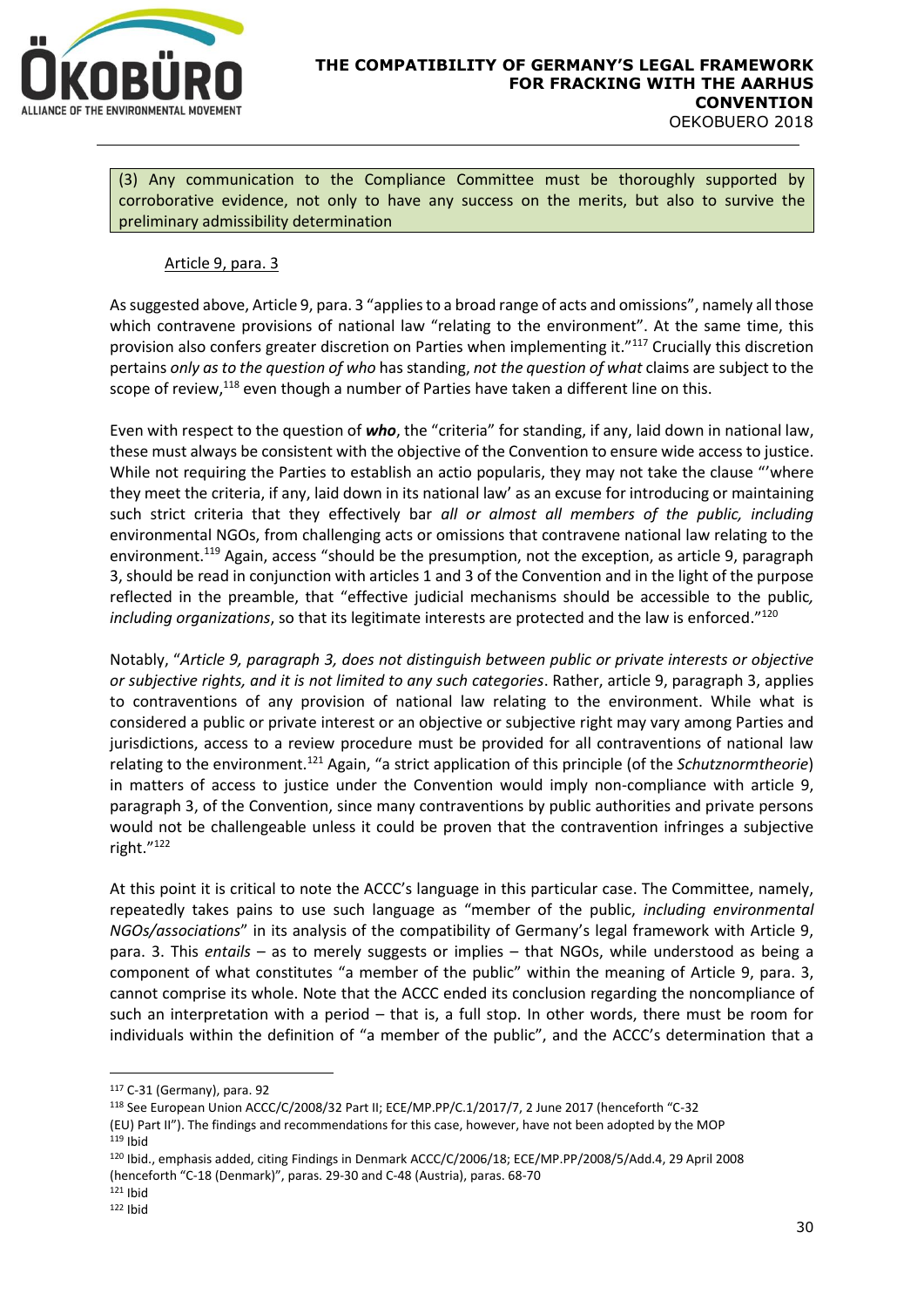(3) Any communication to the Compliance Committee must be thoroughly supported by corroborative evidence, not only to have any success on the merits, but also to survive the preliminary admissibility determination

Article 9, para. 3

As suggested above, Article 9, para. 3 "applies to a broad range of acts and omissions", namely all those which contravene provisions of national law "relating to the environment". At the same time, this provision also confers greater discretion on Parties when implementing it."[117] Crucially this discretion pertains *only as to the question of who* has standing, *not the question of what* claims are subject to the scope of review,[118] even though a number of Parties have taken a different line on this.

Even with respect to the question of ***who***, the "criteria" for standing, if any, laid down in national law, these must always be consistent with the objective of the Convention to ensure wide access to justice. While not requiring the Parties to establish an actio popularis, they may not take the clause "'where they meet the criteria, if any, laid down in its national law' as an excuse for introducing or maintaining such strict criteria that they effectively bar *all or almost all members of the public, including* environmental NGOs, from challenging acts or omissions that contravene national law relating to the environment.[119] Again, access "should be the presumption, not the exception, as article 9, paragraph 3, should be read in conjunction with articles 1 and 3 of the Convention and in the light of the purpose reflected in the preamble, that "effective judicial mechanisms should be accessible to the public*, including organizations*, so that its legitimate interests are protected and the law is enforced."[120]

Notably, "*Article 9, paragraph 3, does not distinguish between public or private interests or objective or subjective rights, and it is not limited to any such categories*. Rather, article 9, paragraph 3, applies to contraventions of any provision of national law relating to the environment. While what is considered a public or private interest or an objective or subjective right may vary among Parties and jurisdictions, access to a review procedure must be provided for all contraventions of national law relating to the environment.[121] Again, "a strict application of this principle (of the *Schutznormtheorie*) in matters of access to justice under the Convention would imply non-compliance with article 9, paragraph 3, of the Convention, since many contraventions by public authorities and private persons would not be challengeable unless it could be proven that the contravention infringes a subjective right."[122]

At this point it is critical to note the ACCC's language in this particular case. The Committee, namely, repeatedly takes pains to use such language as "member of the public, *including environmental NGOs/associations*" in its analysis of the compatibility of Germany's legal framework with Article 9, para. 3. This *entails* – as to merely suggests or implies – that NGOs, while understood as being a component of what constitutes "a member of the public" within the meaning of Article 9, para. 3, cannot comprise its whole. Note that the ACCC ended its conclusion regarding the noncompliance of such an interpretation with a period – that is, a full stop. In other words, there must be room for individuals within the definition of "a member of the public", and the ACCC's determination that a

[117] C-31 (Germany), para. 92

[118] See European Union ACCC/C/2008/32 Part II; ECE/MP.PP/C.1/2017/7, 2 June 2017 (henceforth "C-32 (EU) Part II"). The findings and recommendations for this case, however, have not been adopted by the MOP

[119] Ibid

[120] Ibid., emphasis added, citing Findings in Denmark ACCC/C/2006/18; ECE/MP.PP/2008/5/Add.4, 29 April 2008 (henceforth "C-18 (Denmark)", paras. 29-30 and C-48 (Austria), paras. 68-70

[121] Ibid

[122] Ibid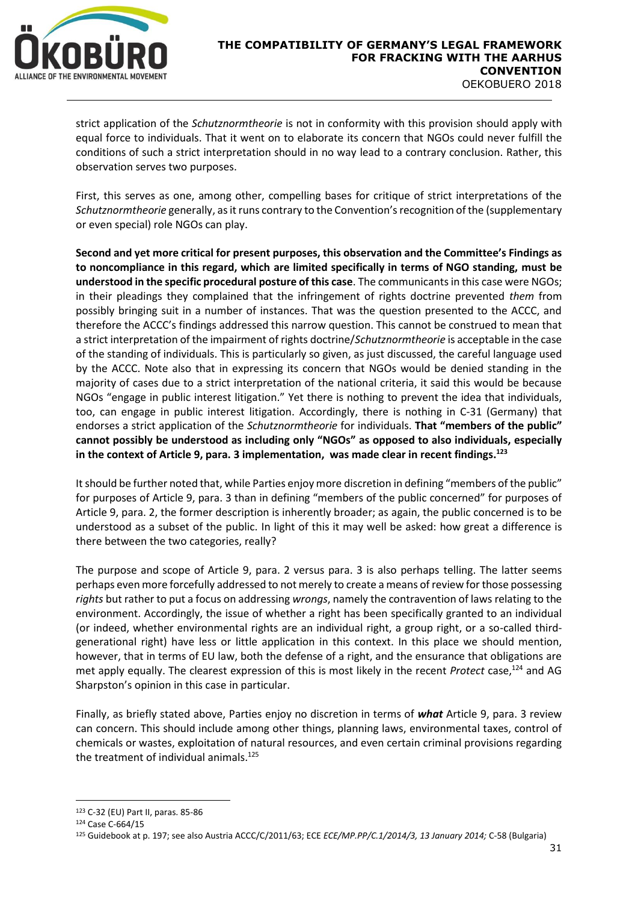strict application of the *Schutznormtheorie* is not in conformity with this provision should apply with equal force to individuals. That it went on to elaborate its concern that NGOs could never fulfill the conditions of such a strict interpretation should in no way lead to a contrary conclusion. Rather, this observation serves two purposes.

First, this serves as one, among other, compelling bases for critique of strict interpretations of the *Schutznormtheorie* generally, as it runs contrary to the Convention's recognition of the (supplementary or even special) role NGOs can play.

**Second and yet more critical for present purposes, this observation and the Committee's Findings as to noncompliance in this regard, which are limited specifically in terms of NGO standing, must be understood in the specific procedural posture of this case**. The communicants in this case were NGOs; in their pleadings they complained that the infringement of rights doctrine prevented *them* from possibly bringing suit in a number of instances. That was the question presented to the ACCC, and therefore the ACCC's findings addressed this narrow question. This cannot be construed to mean that a strict interpretation of the impairment of rights doctrine/*Schutznormtheorie* is acceptable in the case of the standing of individuals. This is particularly so given, as just discussed, the careful language used by the ACCC. Note also that in expressing its concern that NGOs would be denied standing in the majority of cases due to a strict interpretation of the national criteria, it said this would be because NGOs "engage in public interest litigation." Yet there is nothing to prevent the idea that individuals, too, can engage in public interest litigation. Accordingly, there is nothing in C-31 (Germany) that endorses a strict application of the *Schutznormtheorie* for individuals. **That "members of the public" cannot possibly be understood as including only "NGOs" as opposed to also individuals, especially in the context of Article 9, para. 3 implementation, was made clear in recent findings.[123]**

It should be further noted that, while Parties enjoy more discretion in defining "members of the public" for purposes of Article 9, para. 3 than in defining "members of the public concerned" for purposes of Article 9, para. 2, the former description is inherently broader; as again, the public concerned is to be understood as a subset of the public. In light of this it may well be asked: how great a difference is there between the two categories, really?

The purpose and scope of Article 9, para. 2 versus para. 3 is also perhaps telling. The latter seems perhaps even more forcefully addressed to not merely to create a means of review for those possessing *rights* but rather to put a focus on addressing *wrongs*, namely the contravention of laws relating to the environment. Accordingly, the issue of whether a right has been specifically granted to an individual (or indeed, whether environmental rights are an individual right, a group right, or a so-called third-generational right) have less or little application in this context. In this place we should mention, however, that in terms of EU law, both the defense of a right, and the ensurance that obligations are met apply equally. The clearest expression of this is most likely in the recent *Protect* case,[124] and AG Sharpston's opinion in this case in particular.

Finally, as briefly stated above, Parties enjoy no discretion in terms of ***what*** Article 9, para. 3 review can concern. This should include among other things, planning laws, environmental taxes, control of chemicals or wastes, exploitation of natural resources, and even certain criminal provisions regarding the treatment of individual animals.[125]

---

[123] C-32 (EU) Part II, paras. 85-86

[124] Case C-664/15

[125] Guidebook at p. 197; see also Austria ACCC/C/2011/63; ECE *ECE/MP.PP/C.1/2014/3, 13 January 2014;* C-58 (Bulgaria)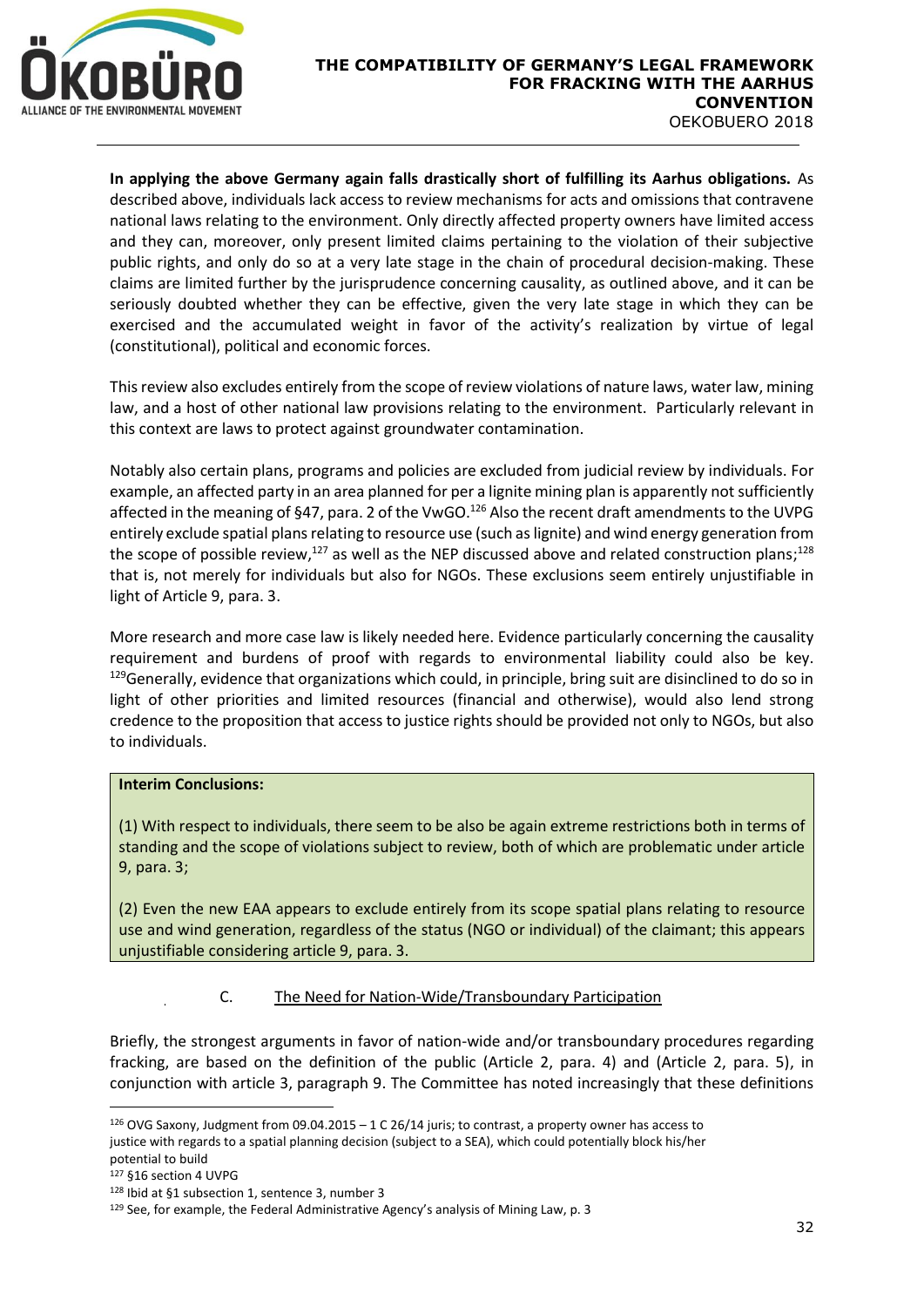**In applying the above Germany again falls drastically short of fulfilling its Aarhus obligations.** As described above, individuals lack access to review mechanisms for acts and omissions that contravene national laws relating to the environment. Only directly affected property owners have limited access and they can, moreover, only present limited claims pertaining to the violation of their subjective public rights, and only do so at a very late stage in the chain of procedural decision-making. These claims are limited further by the jurisprudence concerning causality, as outlined above, and it can be seriously doubted whether they can be effective, given the very late stage in which they can be exercised and the accumulated weight in favor of the activity's realization by virtue of legal (constitutional), political and economic forces.

This review also excludes entirely from the scope of review violations of nature laws, water law, mining law, and a host of other national law provisions relating to the environment. Particularly relevant in this context are laws to protect against groundwater contamination.

Notably also certain plans, programs and policies are excluded from judicial review by individuals. For example, an affected party in an area planned for per a lignite mining plan is apparently not sufficiently affected in the meaning of §47, para. 2 of the VwGO.[126] Also the recent draft amendments to the UVPG entirely exclude spatial plans relating to resource use (such as lignite) and wind energy generation from the scope of possible review,[127] as well as the NEP discussed above and related construction plans;[128] that is, not merely for individuals but also for NGOs. These exclusions seem entirely unjustifiable in light of Article 9, para. 3.

More research and more case law is likely needed here. Evidence particularly concerning the causality requirement and burdens of proof with regards to environmental liability could also be key. [129]Generally, evidence that organizations which could, in principle, bring suit are disinclined to do so in light of other priorities and limited resources (financial and otherwise), would also lend strong credence to the proposition that access to justice rights should be provided not only to NGOs, but also to individuals.

**Interim Conclusions:**

(1) With respect to individuals, there seem to be also be again extreme restrictions both in terms of standing and the scope of violations subject to review, both of which are problematic under article 9, para. 3;

(2) Even the new EAA appears to exclude entirely from its scope spatial plans relating to resource use and wind generation, regardless of the status (NGO or individual) of the claimant; this appears unjustifiable considering article 9, para. 3.

### C. The Need for Nation-Wide/Transboundary Participation

Briefly, the strongest arguments in favor of nation-wide and/or transboundary procedures regarding fracking, are based on the definition of the public (Article 2, para. 4) and (Article 2, para. 5), in conjunction with article 3, paragraph 9. The Committee has noted increasingly that these definitions

---

[126] OVG Saxony, Judgment from 09.04.2015 – 1 C 26/14 juris; to contrast, a property owner has access to justice with regards to a spatial planning decision (subject to a SEA), which could potentially block his/her potential to build

[127] §16 section 4 UVPG

[128] Ibid at §1 subsection 1, sentence 3, number 3

[129] See, for example, the Federal Administrative Agency's analysis of Mining Law, p. 3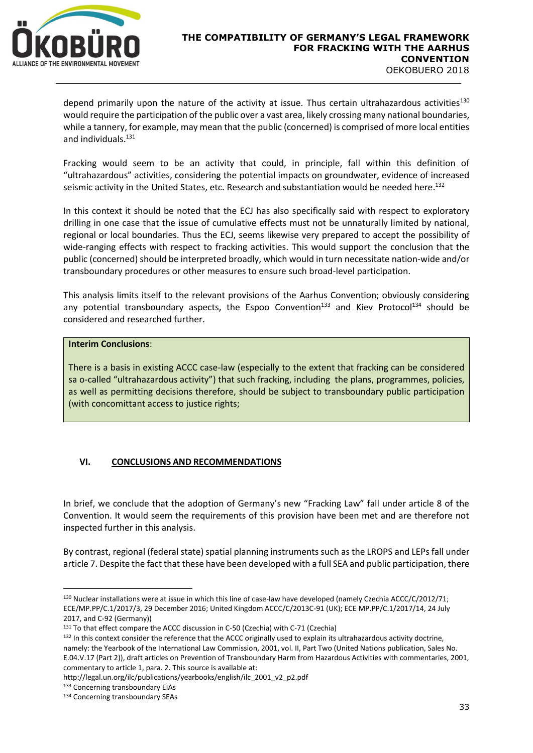depend primarily upon the nature of the activity at issue. Thus certain ultrahazardous activities[130] would require the participation of the public over a vast area, likely crossing many national boundaries, while a tannery, for example, may mean that the public (concerned) is comprised of more local entities and individuals.[131]

Fracking would seem to be an activity that could, in principle, fall within this definition of "ultrahazardous" activities, considering the potential impacts on groundwater, evidence of increased seismic activity in the United States, etc. Research and substantiation would be needed here.[132]

In this context it should be noted that the ECJ has also specifically said with respect to exploratory drilling in one case that the issue of cumulative effects must not be unnaturally limited by national, regional or local boundaries. Thus the ECJ, seems likewise very prepared to accept the possibility of wide-ranging effects with respect to fracking activities. This would support the conclusion that the public (concerned) should be interpreted broadly, which would in turn necessitate nation-wide and/or transboundary procedures or other measures to ensure such broad-level participation.

This analysis limits itself to the relevant provisions of the Aarhus Convention; obviously considering any potential transboundary aspects, the Espoo Convention[133] and Kiev Protocol[134] should be considered and researched further.

**Interim Conclusions**:

There is a basis in existing ACCC case-law (especially to the extent that fracking can be considered sa o-called "ultrahazardous activity") that such fracking, including the plans, programmes, policies, as well as permitting decisions therefore, should be subject to transboundary public participation (with concomittant access to justice rights;

## VI. CONCLUSIONS AND RECOMMENDATIONS

In brief, we conclude that the adoption of Germany's new "Fracking Law" fall under article 8 of the Convention. It would seem the requirements of this provision have been met and are therefore not inspected further in this analysis.

By contrast, regional (federal state) spatial planning instruments such as the LROPS and LEPs fall under article 7. Despite the fact that these have been developed with a full SEA and public participation, there

---

[130] Nuclear installations were at issue in which this line of case-law have developed (namely Czechia ACCC/C/2012/71; ECE/MP.PP/C.1/2017/3, 29 December 2016; United Kingdom ACCC/C/2013C-91 (UK); ECE MP.PP/C.1/2017/14, 24 July 2017, and C-92 (Germany))

[131] To that effect compare the ACCC discussion in C-50 (Czechia) with C-71 (Czechia)

[132] In this context consider the reference that the ACCC originally used to explain its ultrahazardous activity doctrine, namely: the Yearbook of the International Law Commission, 2001, vol. II, Part Two (United Nations publication, Sales No. E.04.V.17 (Part 2)), draft articles on Prevention of Transboundary Harm from Hazardous Activities with commentaries, 2001, commentary to article 1, para. 2. This source is available at: http://legal.un.org/ilc/publications/yearbooks/english/ilc_2001_v2_p2.pdf

[133] Concerning transboundary EIAs

[134] Concerning transboundary SEAs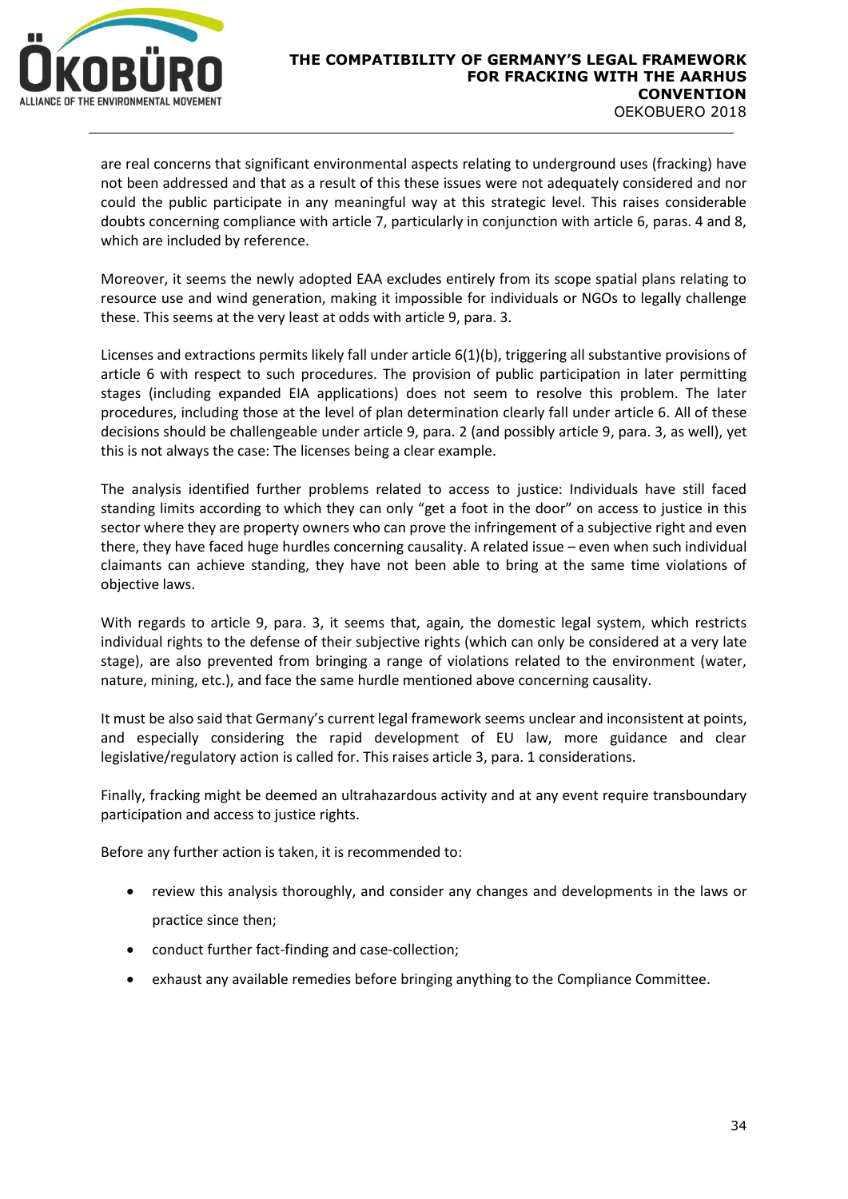are real concerns that significant environmental aspects relating to underground uses (fracking) have not been addressed and that as a result of this these issues were not adequately considered and nor could the public participate in any meaningful way at this strategic level. This raises considerable doubts concerning compliance with article 7, particularly in conjunction with article 6, paras. 4 and 8, which are included by reference.

Moreover, it seems the newly adopted EAA excludes entirely from its scope spatial plans relating to resource use and wind generation, making it impossible for individuals or NGOs to legally challenge these. This seems at the very least at odds with article 9, para. 3.

Licenses and extractions permits likely fall under article 6(1)(b), triggering all substantive provisions of article 6 with respect to such procedures. The provision of public participation in later permitting stages (including expanded EIA applications) does not seem to resolve this problem. The later procedures, including those at the level of plan determination clearly fall under article 6. All of these decisions should be challengeable under article 9, para. 2 (and possibly article 9, para. 3, as well), yet this is not always the case: The licenses being a clear example.

The analysis identified further problems related to access to justice: Individuals have still faced standing limits according to which they can only "get a foot in the door" on access to justice in this sector where they are property owners who can prove the infringement of a subjective right and even there, they have faced huge hurdles concerning causality. A related issue – even when such individual claimants can achieve standing, they have not been able to bring at the same time violations of objective laws.

With regards to article 9, para. 3, it seems that, again, the domestic legal system, which restricts individual rights to the defense of their subjective rights (which can only be considered at a very late stage), are also prevented from bringing a range of violations related to the environment (water, nature, mining, etc.), and face the same hurdle mentioned above concerning causality.

It must be also said that Germany's current legal framework seems unclear and inconsistent at points, and especially considering the rapid development of EU law, more guidance and clear legislative/regulatory action is called for. This raises article 3, para. 1 considerations.

Finally, fracking might be deemed an ultrahazardous activity and at any event require transboundary participation and access to justice rights.

Before any further action is taken, it is recommended to:

- review this analysis thoroughly, and consider any changes and developments in the laws or practice since then;
- conduct further fact-finding and case-collection;
- exhaust any available remedies before bringing anything to the Compliance Committee.